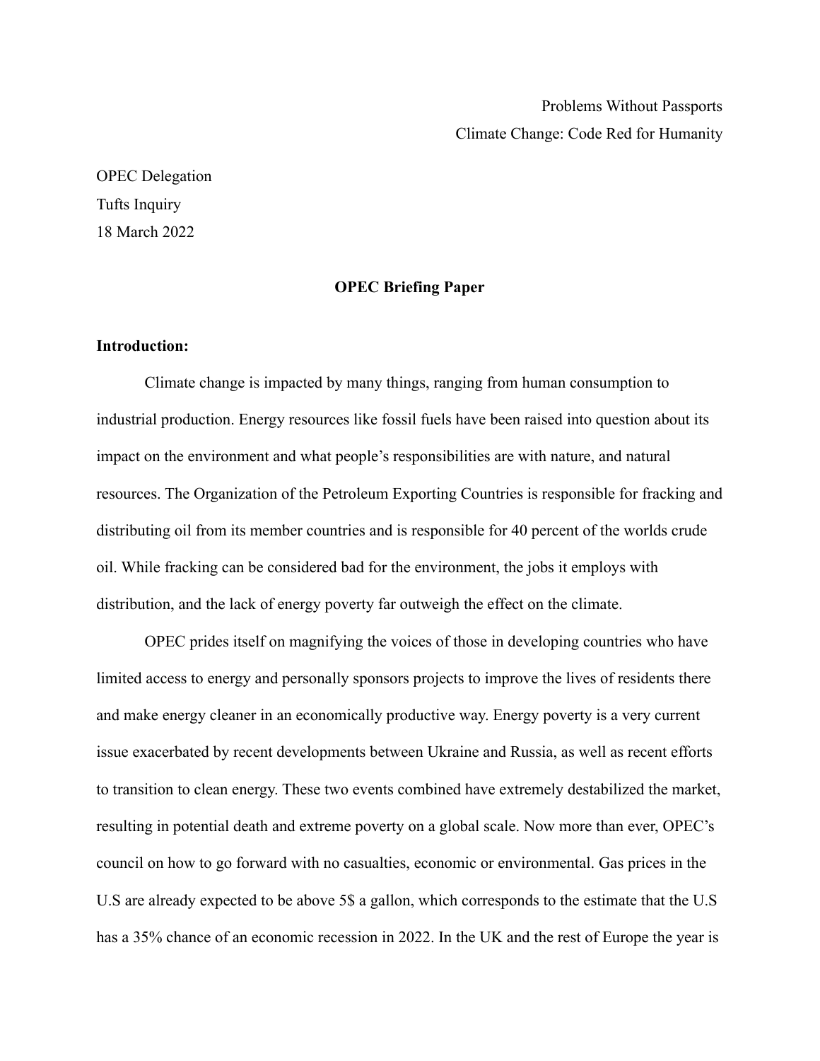Problems Without Passports

Climate Change: Code Red for Humanity

OPEC Delegation

Tufts Inquiry

18 March 2022

**OPEC Briefing Paper**

**Introduction:**

Climate change is impacted by many things, ranging from human consumption to industrial production. Energy resources like fossil fuels have been raised into question about its impact on the environment and what people's responsibilities are with nature, and natural resources. The Organization of the Petroleum Exporting Countries is responsible for fracking and distributing oil from its member countries and is responsible for 40 percent of the worlds crude oil. While fracking can be considered bad for the environment, the jobs it employs with distribution, and the lack of energy poverty far outweigh the effect on the climate.

OPEC prides itself on magnifying the voices of those in developing countries who have limited access to energy and personally sponsors projects to improve the lives of residents there and make energy cleaner in an economically productive way. Energy poverty is a very current issue exacerbated by recent developments between Ukraine and Russia, as well as recent efforts to transition to clean energy. These two events combined have extremely destabilized the market, resulting in potential death and extreme poverty on a global scale. Now more than ever, OPEC's council on how to go forward with no casualties, economic or environmental. Gas prices in the U.S are already expected to be above 5$ a gallon, which corresponds to the estimate that the U.S has a 35% chance of an economic recession in 2022. In the UK and the rest of Europe the year is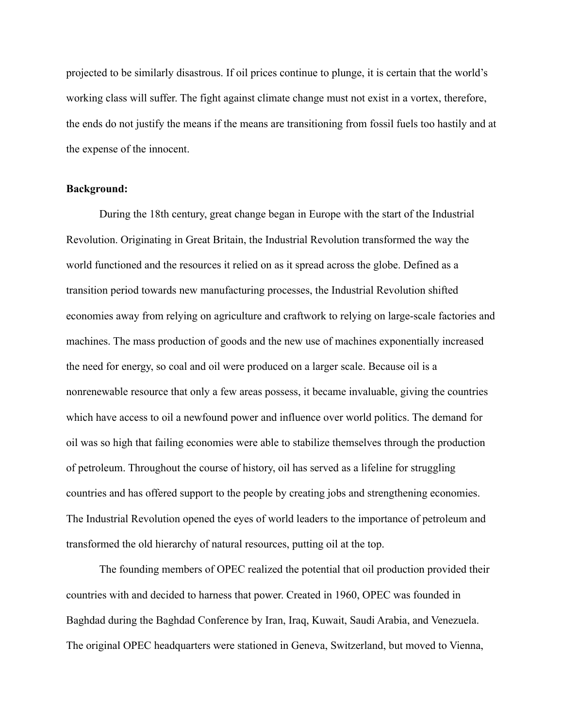projected to be similarly disastrous. If oil prices continue to plunge, it is certain that the world's working class will suffer. The fight against climate change must not exist in a vortex, therefore, the ends do not justify the means if the means are transitioning from fossil fuels too hastily and at the expense of the innocent.

**Background:**

During the 18th century, great change began in Europe with the start of the Industrial Revolution. Originating in Great Britain, the Industrial Revolution transformed the way the world functioned and the resources it relied on as it spread across the globe. Defined as a transition period towards new manufacturing processes, the Industrial Revolution shifted economies away from relying on agriculture and craftwork to relying on large-scale factories and machines. The mass production of goods and the new use of machines exponentially increased the need for energy, so coal and oil were produced on a larger scale. Because oil is a nonrenewable resource that only a few areas possess, it became invaluable, giving the countries which have access to oil a newfound power and influence over world politics. The demand for oil was so high that failing economies were able to stabilize themselves through the production of petroleum. Throughout the course of history, oil has served as a lifeline for struggling countries and has offered support to the people by creating jobs and strengthening economies. The Industrial Revolution opened the eyes of world leaders to the importance of petroleum and transformed the old hierarchy of natural resources, putting oil at the top.

The founding members of OPEC realized the potential that oil production provided their countries with and decided to harness that power. Created in 1960, OPEC was founded in Baghdad during the Baghdad Conference by Iran, Iraq, Kuwait, Saudi Arabia, and Venezuela. The original OPEC headquarters were stationed in Geneva, Switzerland, but moved to Vienna,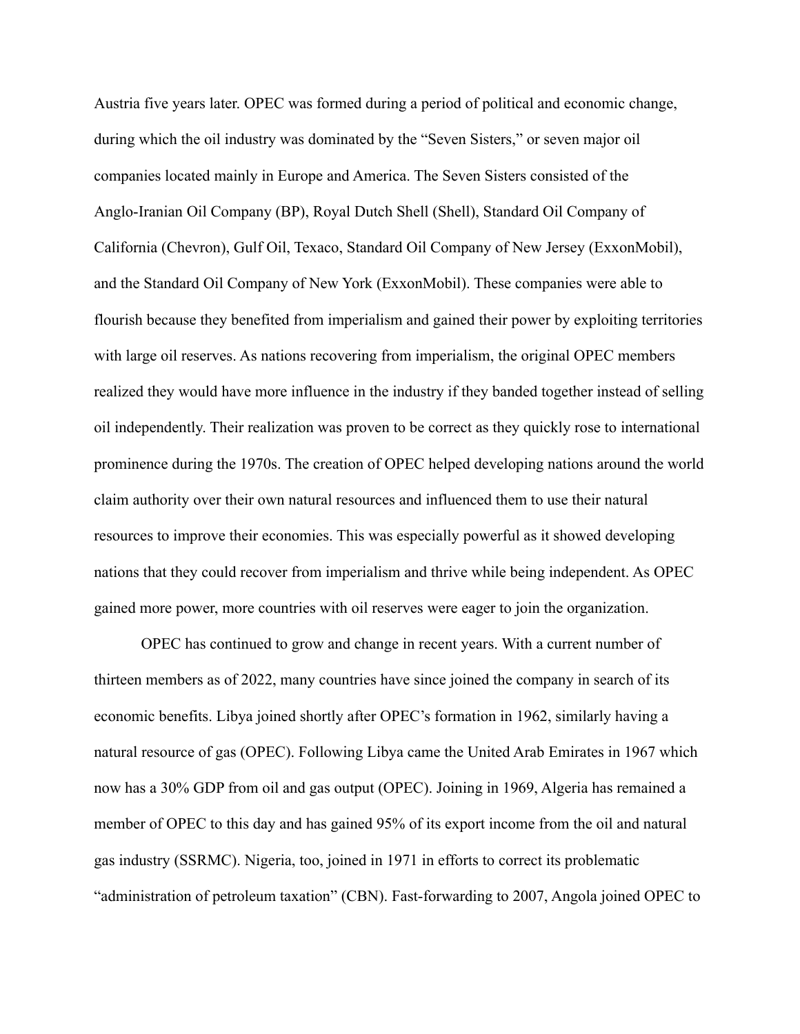Austria five years later. OPEC was formed during a period of political and economic change, during which the oil industry was dominated by the "Seven Sisters," or seven major oil companies located mainly in Europe and America. The Seven Sisters consisted of the Anglo-Iranian Oil Company (BP), Royal Dutch Shell (Shell), Standard Oil Company of California (Chevron), Gulf Oil, Texaco, Standard Oil Company of New Jersey (ExxonMobil), and the Standard Oil Company of New York (ExxonMobil). These companies were able to flourish because they benefited from imperialism and gained their power by exploiting territories with large oil reserves. As nations recovering from imperialism, the original OPEC members realized they would have more influence in the industry if they banded together instead of selling oil independently. Their realization was proven to be correct as they quickly rose to international prominence during the 1970s. The creation of OPEC helped developing nations around the world claim authority over their own natural resources and influenced them to use their natural resources to improve their economies. This was especially powerful as it showed developing nations that they could recover from imperialism and thrive while being independent. As OPEC gained more power, more countries with oil reserves were eager to join the organization.

OPEC has continued to grow and change in recent years. With a current number of thirteen members as of 2022, many countries have since joined the company in search of its economic benefits. Libya joined shortly after OPEC's formation in 1962, similarly having a natural resource of gas (OPEC). Following Libya came the United Arab Emirates in 1967 which now has a 30% GDP from oil and gas output (OPEC). Joining in 1969, Algeria has remained a member of OPEC to this day and has gained 95% of its export income from the oil and natural gas industry (SSRMC). Nigeria, too, joined in 1971 in efforts to correct its problematic "administration of petroleum taxation" (CBN). Fast-forwarding to 2007, Angola joined OPEC to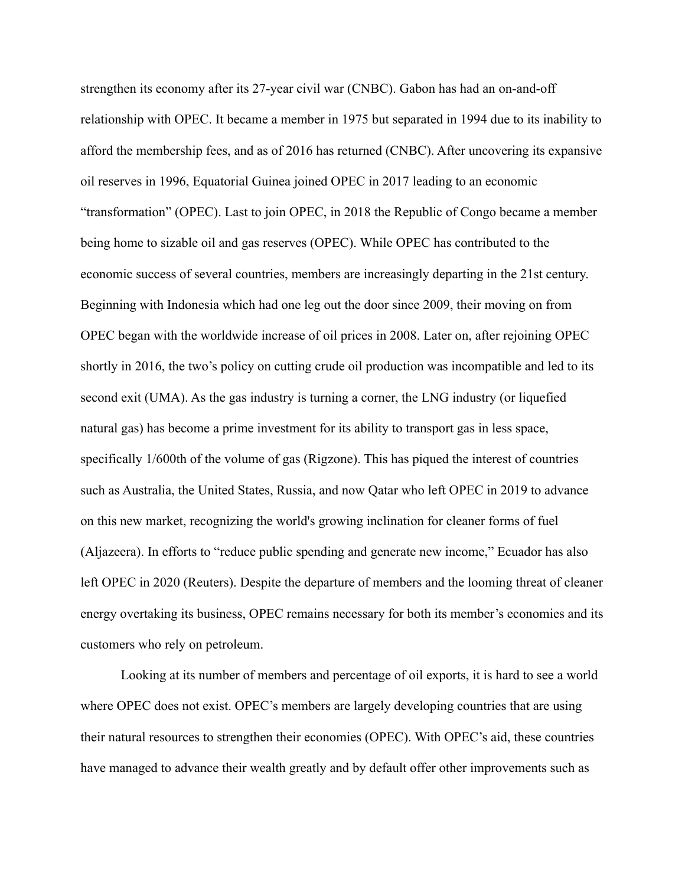strengthen its economy after its 27-year civil war (CNBC). Gabon has had an on-and-off relationship with OPEC. It became a member in 1975 but separated in 1994 due to its inability to afford the membership fees, and as of 2016 has returned (CNBC). After uncovering its expansive oil reserves in 1996, Equatorial Guinea joined OPEC in 2017 leading to an economic "transformation" (OPEC). Last to join OPEC, in 2018 the Republic of Congo became a member being home to sizable oil and gas reserves (OPEC). While OPEC has contributed to the economic success of several countries, members are increasingly departing in the 21st century. Beginning with Indonesia which had one leg out the door since 2009, their moving on from OPEC began with the worldwide increase of oil prices in 2008. Later on, after rejoining OPEC shortly in 2016, the two's policy on cutting crude oil production was incompatible and led to its second exit (UMA). As the gas industry is turning a corner, the LNG industry (or liquefied natural gas) has become a prime investment for its ability to transport gas in less space, specifically 1/600th of the volume of gas (Rigzone). This has piqued the interest of countries such as Australia, the United States, Russia, and now Qatar who left OPEC in 2019 to advance on this new market, recognizing the world's growing inclination for cleaner forms of fuel (Aljazeera). In efforts to "reduce public spending and generate new income," Ecuador has also left OPEC in 2020 (Reuters). Despite the departure of members and the looming threat of cleaner energy overtaking its business, OPEC remains necessary for both its member's economies and its customers who rely on petroleum.

Looking at its number of members and percentage of oil exports, it is hard to see a world where OPEC does not exist. OPEC's members are largely developing countries that are using their natural resources to strengthen their economies (OPEC). With OPEC's aid, these countries have managed to advance their wealth greatly and by default offer other improvements such as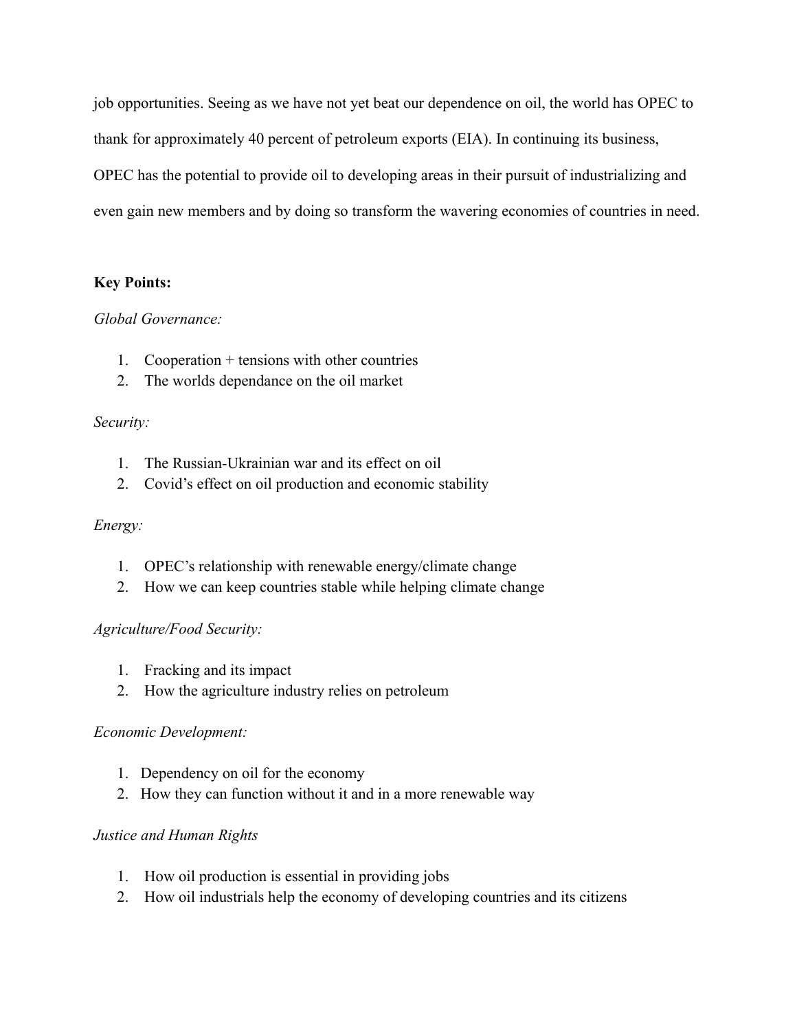job opportunities. Seeing as we have not yet beat our dependence on oil, the world has OPEC to thank for approximately 40 percent of petroleum exports (EIA). In continuing its business, OPEC has the potential to provide oil to developing areas in their pursuit of industrializing and even gain new members and by doing so transform the wavering economies of countries in need.

**Key Points:**

*Global Governance:*

1. Cooperation + tensions with other countries
2. The worlds dependance on the oil market

*Security:*

1. The Russian-Ukrainian war and its effect on oil
2. Covid's effect on oil production and economic stability

*Energy:*

1. OPEC's relationship with renewable energy/climate change
2. How we can keep countries stable while helping climate change

*Agriculture/Food Security:*

1. Fracking and its impact
2. How the agriculture industry relies on petroleum

*Economic Development:*

1. Dependency on oil for the economy
2. How they can function without it and in a more renewable way

*Justice and Human Rights*

1. How oil production is essential in providing jobs
2. How oil industrials help the economy of developing countries and its citizens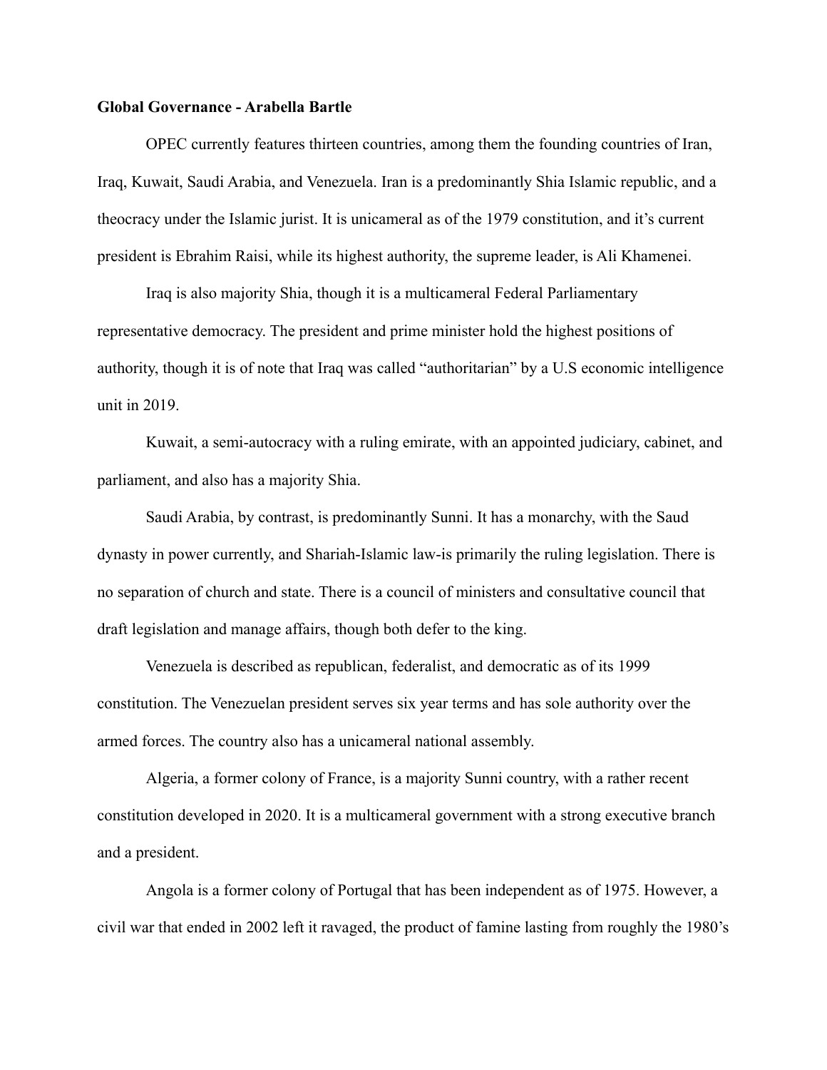**Global Governance - Arabella Bartle**

OPEC currently features thirteen countries, among them the founding countries of Iran, Iraq, Kuwait, Saudi Arabia, and Venezuela. Iran is a predominantly Shia Islamic republic, and a theocracy under the Islamic jurist. It is unicameral as of the 1979 constitution, and it's current president is Ebrahim Raisi, while its highest authority, the supreme leader, is Ali Khamenei.

Iraq is also majority Shia, though it is a multicameral Federal Parliamentary representative democracy. The president and prime minister hold the highest positions of authority, though it is of note that Iraq was called "authoritarian" by a U.S economic intelligence unit in 2019.

Kuwait, a semi-autocracy with a ruling emirate, with an appointed judiciary, cabinet, and parliament, and also has a majority Shia.

Saudi Arabia, by contrast, is predominantly Sunni. It has a monarchy, with the Saud dynasty in power currently, and Shariah-Islamic law-is primarily the ruling legislation. There is no separation of church and state. There is a council of ministers and consultative council that draft legislation and manage affairs, though both defer to the king.

Venezuela is described as republican, federalist, and democratic as of its 1999 constitution. The Venezuelan president serves six year terms and has sole authority over the armed forces. The country also has a unicameral national assembly.

Algeria, a former colony of France, is a majority Sunni country, with a rather recent constitution developed in 2020. It is a multicameral government with a strong executive branch and a president.

Angola is a former colony of Portugal that has been independent as of 1975. However, a civil war that ended in 2002 left it ravaged, the product of famine lasting from roughly the 1980's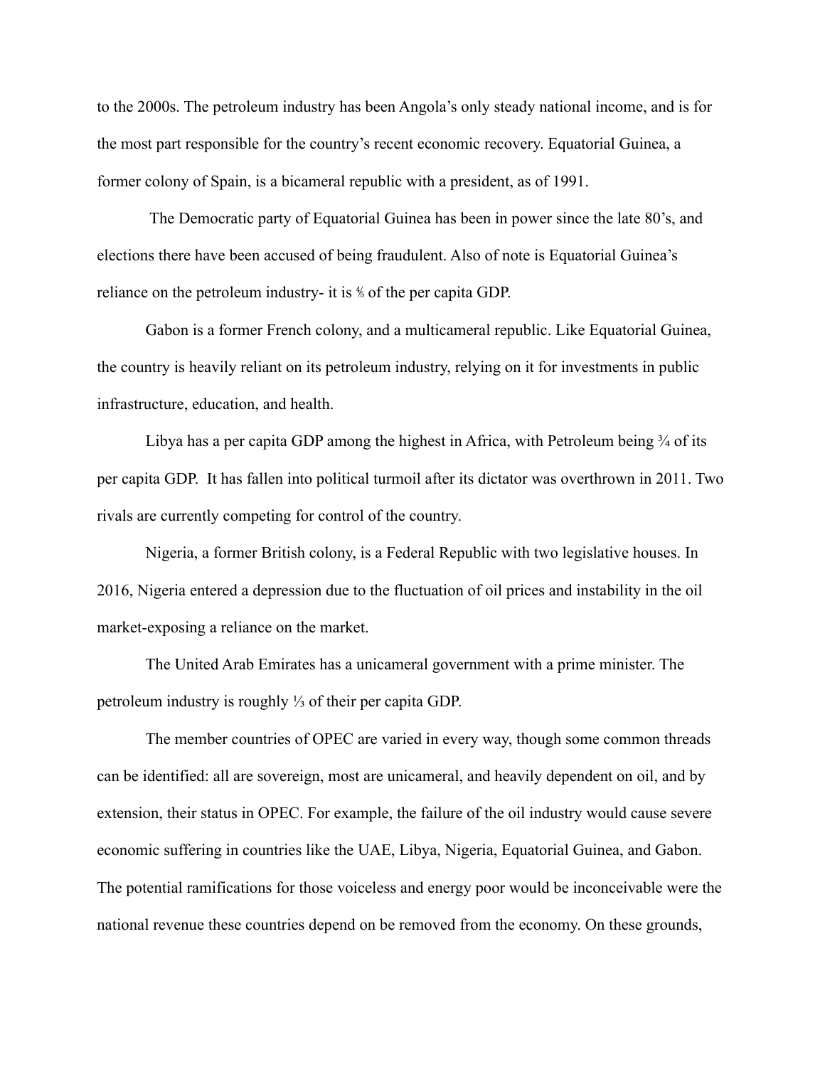to the 2000s. The petroleum industry has been Angola's only steady national income, and is for the most part responsible for the country's recent economic recovery. Equatorial Guinea, a former colony of Spain, is a bicameral republic with a president, as of 1991.

The Democratic party of Equatorial Guinea has been in power since the late 80's, and elections there have been accused of being fraudulent. Also of note is Equatorial Guinea's reliance on the petroleum industry- it is ⅘ of the per capita GDP.

Gabon is a former French colony, and a multicameral republic. Like Equatorial Guinea, the country is heavily reliant on its petroleum industry, relying on it for investments in public infrastructure, education, and health.

Libya has a per capita GDP among the highest in Africa, with Petroleum being ¾ of its per capita GDP. It has fallen into political turmoil after its dictator was overthrown in 2011. Two rivals are currently competing for control of the country.

Nigeria, a former British colony, is a Federal Republic with two legislative houses. In 2016, Nigeria entered a depression due to the fluctuation of oil prices and instability in the oil market-exposing a reliance on the market.

The United Arab Emirates has a unicameral government with a prime minister. The petroleum industry is roughly ⅓ of their per capita GDP.

The member countries of OPEC are varied in every way, though some common threads can be identified: all are sovereign, most are unicameral, and heavily dependent on oil, and by extension, their status in OPEC. For example, the failure of the oil industry would cause severe economic suffering in countries like the UAE, Libya, Nigeria, Equatorial Guinea, and Gabon. The potential ramifications for those voiceless and energy poor would be inconceivable were the national revenue these countries depend on be removed from the economy. On these grounds,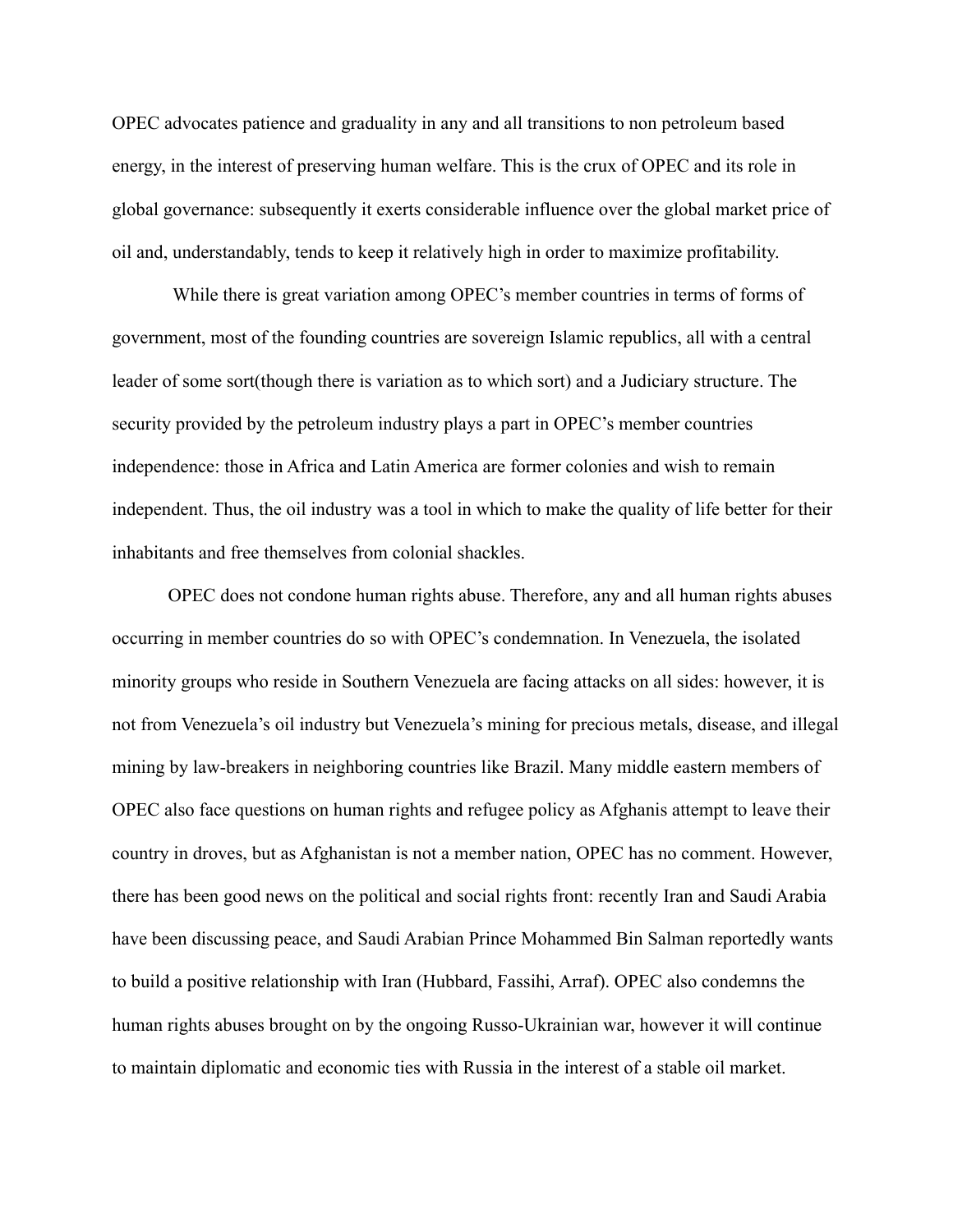OPEC advocates patience and graduality in any and all transitions to non petroleum based energy, in the interest of preserving human welfare. This is the crux of OPEC and its role in global governance: subsequently it exerts considerable influence over the global market price of oil and, understandably, tends to keep it relatively high in order to maximize profitability.

While there is great variation among OPEC's member countries in terms of forms of government, most of the founding countries are sovereign Islamic republics, all with a central leader of some sort(though there is variation as to which sort) and a Judiciary structure. The security provided by the petroleum industry plays a part in OPEC's member countries independence: those in Africa and Latin America are former colonies and wish to remain independent. Thus, the oil industry was a tool in which to make the quality of life better for their inhabitants and free themselves from colonial shackles.

OPEC does not condone human rights abuse. Therefore, any and all human rights abuses occurring in member countries do so with OPEC's condemnation. In Venezuela, the isolated minority groups who reside in Southern Venezuela are facing attacks on all sides: however, it is not from Venezuela's oil industry but Venezuela's mining for precious metals, disease, and illegal mining by law-breakers in neighboring countries like Brazil. Many middle eastern members of OPEC also face questions on human rights and refugee policy as Afghanis attempt to leave their country in droves, but as Afghanistan is not a member nation, OPEC has no comment. However, there has been good news on the political and social rights front: recently Iran and Saudi Arabia have been discussing peace, and Saudi Arabian Prince Mohammed Bin Salman reportedly wants to build a positive relationship with Iran (Hubbard, Fassihi, Arraf). OPEC also condemns the human rights abuses brought on by the ongoing Russo-Ukrainian war, however it will continue to maintain diplomatic and economic ties with Russia in the interest of a stable oil market.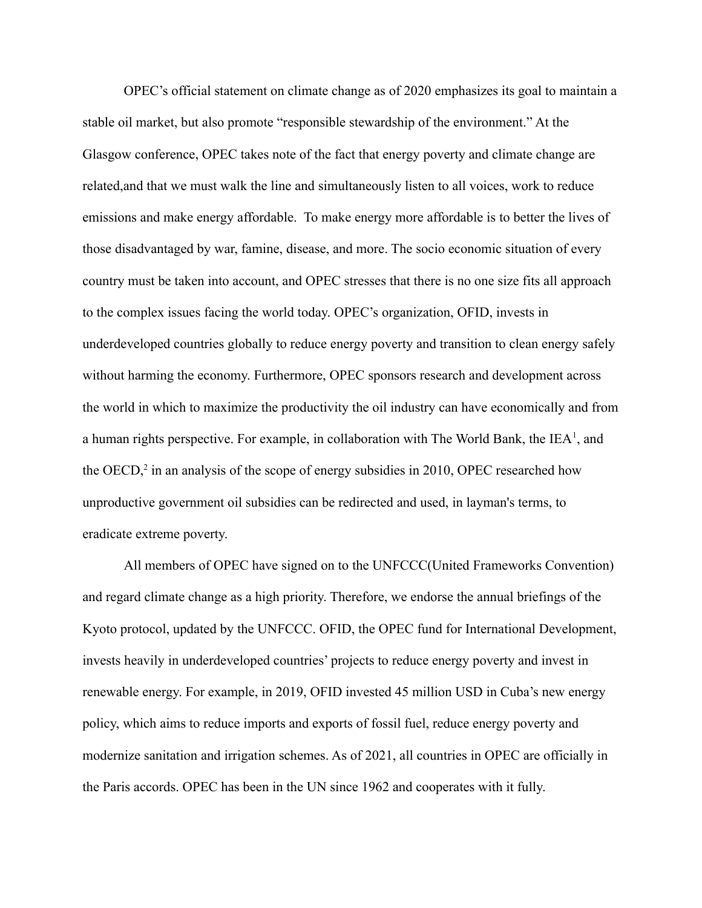OPEC's official statement on climate change as of 2020 emphasizes its goal to maintain a stable oil market, but also promote "responsible stewardship of the environment." At the Glasgow conference, OPEC takes note of the fact that energy poverty and climate change are related,and that we must walk the line and simultaneously listen to all voices, work to reduce emissions and make energy affordable.  To make energy more affordable is to better the lives of those disadvantaged by war, famine, disease, and more. The socio economic situation of every country must be taken into account, and OPEC stresses that there is no one size fits all approach to the complex issues facing the world today. OPEC's organization, OFID, invests in underdeveloped countries globally to reduce energy poverty and transition to clean energy safely without harming the economy. Furthermore, OPEC sponsors research and development across the world in which to maximize the productivity the oil industry can have economically and from a human rights perspective. For example, in collaboration with The World Bank, the IEA[1], and the OECD,[2] in an analysis of the scope of energy subsidies in 2010, OPEC researched how unproductive government oil subsidies can be redirected and used, in layman's terms, to eradicate extreme poverty.

All members of OPEC have signed on to the UNFCCC(United Frameworks Convention) and regard climate change as a high priority. Therefore, we endorse the annual briefings of the Kyoto protocol, updated by the UNFCCC. OFID, the OPEC fund for International Development, invests heavily in underdeveloped countries' projects to reduce energy poverty and invest in renewable energy. For example, in 2019, OFID invested 45 million USD in Cuba's new energy policy, which aims to reduce imports and exports of fossil fuel, reduce energy poverty and modernize sanitation and irrigation schemes. As of 2021, all countries in OPEC are officially in the Paris accords. OPEC has been in the UN since 1962 and cooperates with it fully.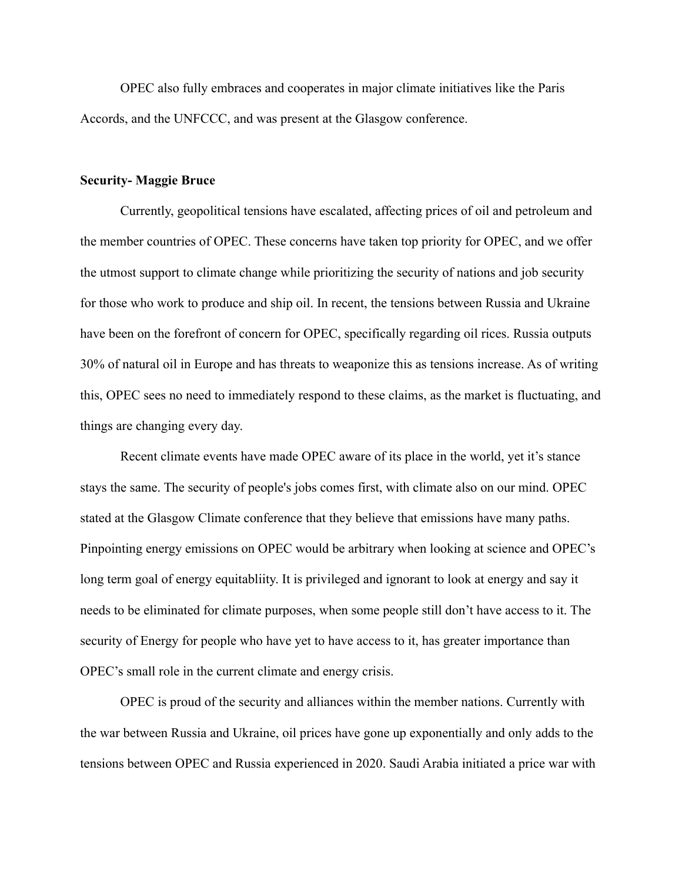OPEC also fully embraces and cooperates in major climate initiatives like the Paris Accords, and the UNFCCC, and was present at the Glasgow conference.

**Security- Maggie Bruce**

Currently, geopolitical tensions have escalated, affecting prices of oil and petroleum and the member countries of OPEC. These concerns have taken top priority for OPEC, and we offer the utmost support to climate change while prioritizing the security of nations and job security for those who work to produce and ship oil. In recent, the tensions between Russia and Ukraine have been on the forefront of concern for OPEC, specifically regarding oil rices. Russia outputs 30% of natural oil in Europe and has threats to weaponize this as tensions increase. As of writing this, OPEC sees no need to immediately respond to these claims, as the market is fluctuating, and things are changing every day.

Recent climate events have made OPEC aware of its place in the world, yet it's stance stays the same. The security of people's jobs comes first, with climate also on our mind. OPEC stated at the Glasgow Climate conference that they believe that emissions have many paths. Pinpointing energy emissions on OPEC would be arbitrary when looking at science and OPEC's long term goal of energy equitabliity. It is privileged and ignorant to look at energy and say it needs to be eliminated for climate purposes, when some people still don't have access to it. The security of Energy for people who have yet to have access to it, has greater importance than OPEC's small role in the current climate and energy crisis.

OPEC is proud of the security and alliances within the member nations. Currently with the war between Russia and Ukraine, oil prices have gone up exponentially and only adds to the tensions between OPEC and Russia experienced in 2020. Saudi Arabia initiated a price war with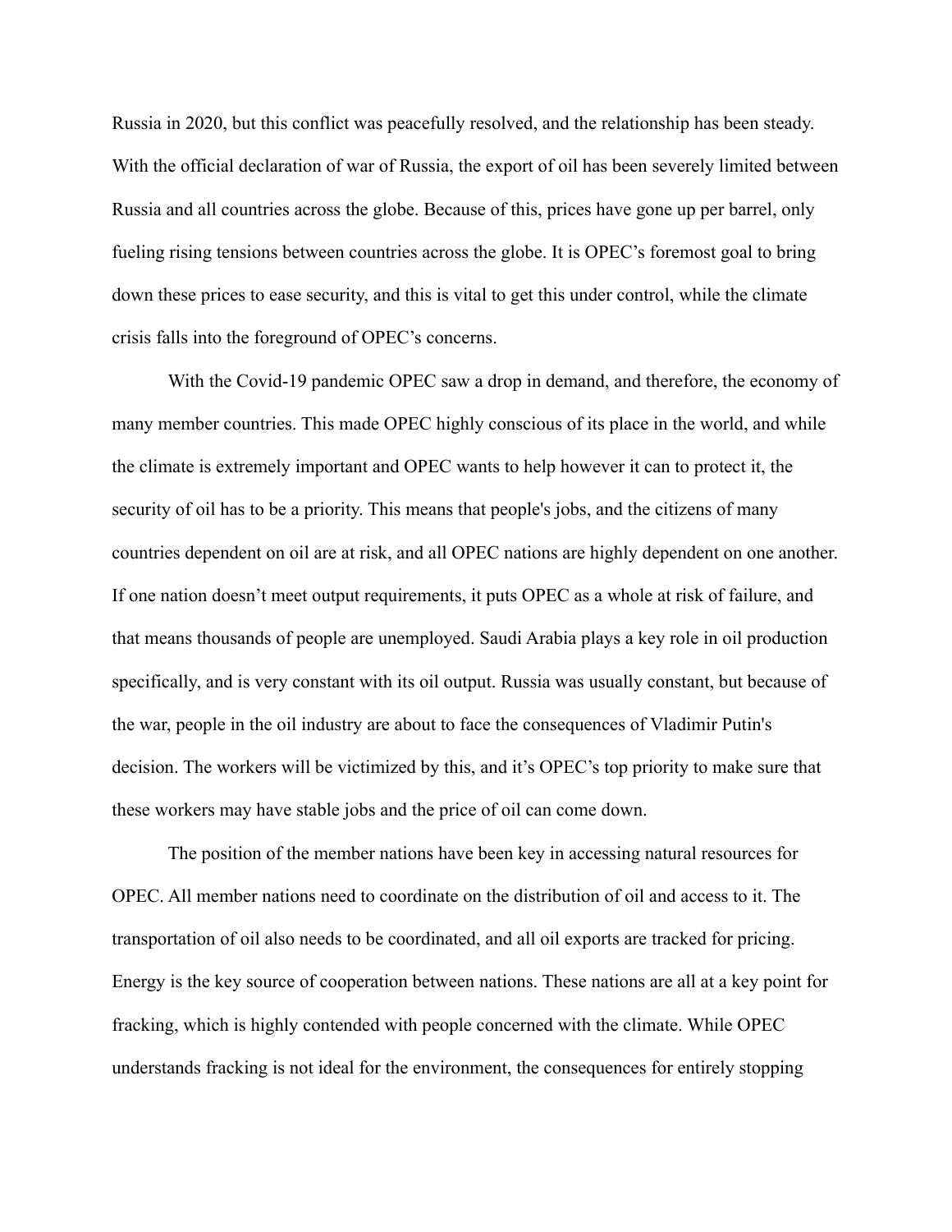Russia in 2020, but this conflict was peacefully resolved, and the relationship has been steady. With the official declaration of war of Russia, the export of oil has been severely limited between Russia and all countries across the globe. Because of this, prices have gone up per barrel, only fueling rising tensions between countries across the globe. It is OPEC's foremost goal to bring down these prices to ease security, and this is vital to get this under control, while the climate crisis falls into the foreground of OPEC's concerns.

With the Covid-19 pandemic OPEC saw a drop in demand, and therefore, the economy of many member countries. This made OPEC highly conscious of its place in the world, and while the climate is extremely important and OPEC wants to help however it can to protect it, the security of oil has to be a priority. This means that people's jobs, and the citizens of many countries dependent on oil are at risk, and all OPEC nations are highly dependent on one another. If one nation doesn't meet output requirements, it puts OPEC as a whole at risk of failure, and that means thousands of people are unemployed. Saudi Arabia plays a key role in oil production specifically, and is very constant with its oil output. Russia was usually constant, but because of the war, people in the oil industry are about to face the consequences of Vladimir Putin's decision. The workers will be victimized by this, and it's OPEC's top priority to make sure that these workers may have stable jobs and the price of oil can come down.

The position of the member nations have been key in accessing natural resources for OPEC. All member nations need to coordinate on the distribution of oil and access to it. The transportation of oil also needs to be coordinated, and all oil exports are tracked for pricing. Energy is the key source of cooperation between nations. These nations are all at a key point for fracking, which is highly contended with people concerned with the climate. While OPEC understands fracking is not ideal for the environment, the consequences for entirely stopping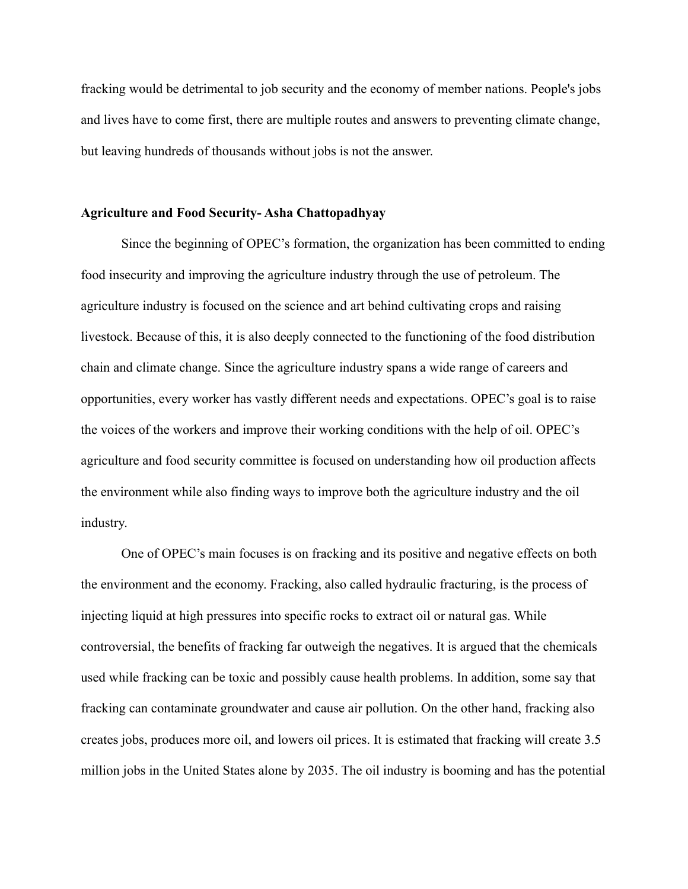fracking would be detrimental to job security and the economy of member nations. People's jobs and lives have to come first, there are multiple routes and answers to preventing climate change, but leaving hundreds of thousands without jobs is not the answer.

**Agriculture and Food Security- Asha Chattopadhyay**

Since the beginning of OPEC's formation, the organization has been committed to ending food insecurity and improving the agriculture industry through the use of petroleum. The agriculture industry is focused on the science and art behind cultivating crops and raising livestock. Because of this, it is also deeply connected to the functioning of the food distribution chain and climate change. Since the agriculture industry spans a wide range of careers and opportunities, every worker has vastly different needs and expectations. OPEC's goal is to raise the voices of the workers and improve their working conditions with the help of oil. OPEC's agriculture and food security committee is focused on understanding how oil production affects the environment while also finding ways to improve both the agriculture industry and the oil industry.

One of OPEC's main focuses is on fracking and its positive and negative effects on both the environment and the economy. Fracking, also called hydraulic fracturing, is the process of injecting liquid at high pressures into specific rocks to extract oil or natural gas. While controversial, the benefits of fracking far outweigh the negatives. It is argued that the chemicals used while fracking can be toxic and possibly cause health problems. In addition, some say that fracking can contaminate groundwater and cause air pollution. On the other hand, fracking also creates jobs, produces more oil, and lowers oil prices. It is estimated that fracking will create 3.5 million jobs in the United States alone by 2035. The oil industry is booming and has the potential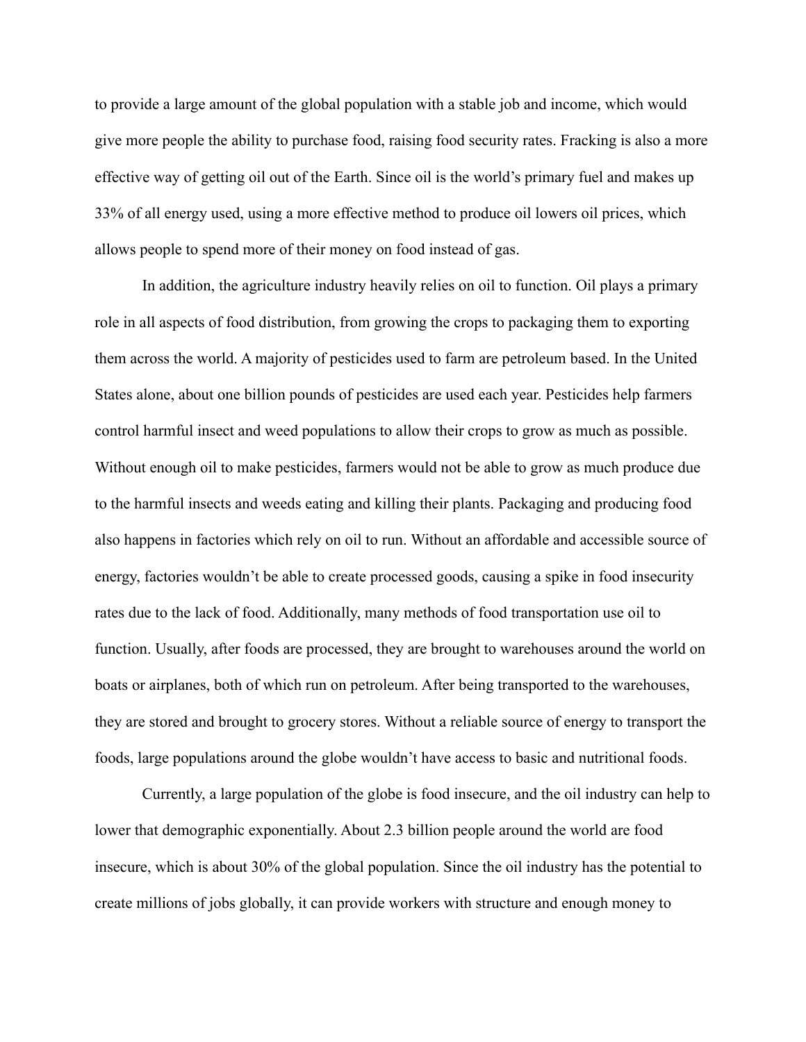to provide a large amount of the global population with a stable job and income, which would give more people the ability to purchase food, raising food security rates. Fracking is also a more effective way of getting oil out of the Earth. Since oil is the world's primary fuel and makes up 33% of all energy used, using a more effective method to produce oil lowers oil prices, which allows people to spend more of their money on food instead of gas.

In addition, the agriculture industry heavily relies on oil to function. Oil plays a primary role in all aspects of food distribution, from growing the crops to packaging them to exporting them across the world. A majority of pesticides used to farm are petroleum based. In the United States alone, about one billion pounds of pesticides are used each year. Pesticides help farmers control harmful insect and weed populations to allow their crops to grow as much as possible. Without enough oil to make pesticides, farmers would not be able to grow as much produce due to the harmful insects and weeds eating and killing their plants. Packaging and producing food also happens in factories which rely on oil to run. Without an affordable and accessible source of energy, factories wouldn't be able to create processed goods, causing a spike in food insecurity rates due to the lack of food. Additionally, many methods of food transportation use oil to function. Usually, after foods are processed, they are brought to warehouses around the world on boats or airplanes, both of which run on petroleum. After being transported to the warehouses, they are stored and brought to grocery stores. Without a reliable source of energy to transport the foods, large populations around the globe wouldn't have access to basic and nutritional foods.

Currently, a large population of the globe is food insecure, and the oil industry can help to lower that demographic exponentially. About 2.3 billion people around the world are food insecure, which is about 30% of the global population. Since the oil industry has the potential to create millions of jobs globally, it can provide workers with structure and enough money to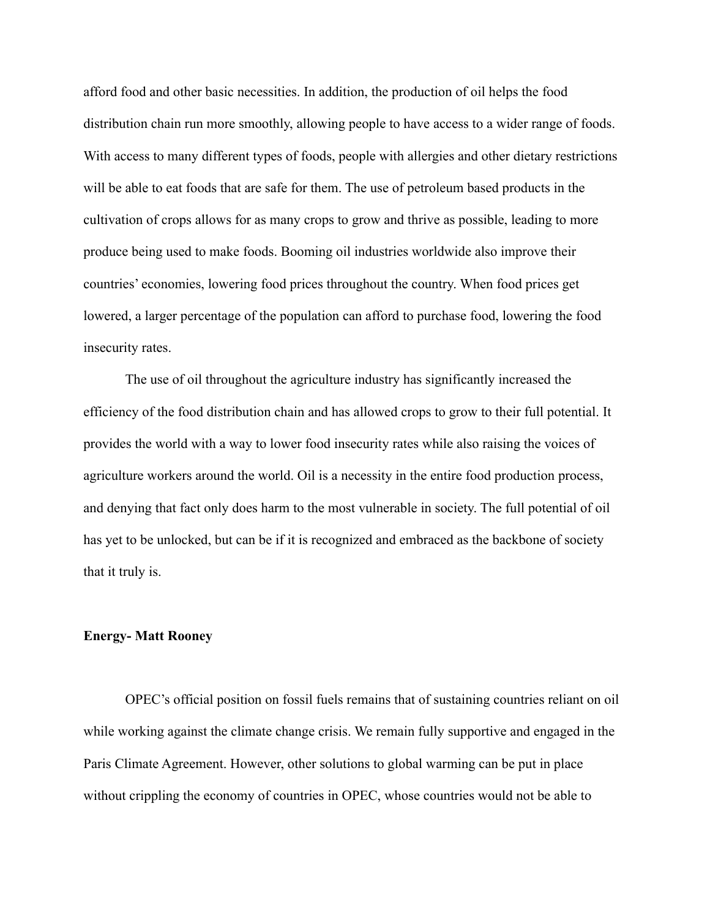afford food and other basic necessities. In addition, the production of oil helps the food distribution chain run more smoothly, allowing people to have access to a wider range of foods. With access to many different types of foods, people with allergies and other dietary restrictions will be able to eat foods that are safe for them. The use of petroleum based products in the cultivation of crops allows for as many crops to grow and thrive as possible, leading to more produce being used to make foods. Booming oil industries worldwide also improve their countries' economies, lowering food prices throughout the country. When food prices get lowered, a larger percentage of the population can afford to purchase food, lowering the food insecurity rates.

The use of oil throughout the agriculture industry has significantly increased the efficiency of the food distribution chain and has allowed crops to grow to their full potential. It provides the world with a way to lower food insecurity rates while also raising the voices of agriculture workers around the world. Oil is a necessity in the entire food production process, and denying that fact only does harm to the most vulnerable in society. The full potential of oil has yet to be unlocked, but can be if it is recognized and embraced as the backbone of society that it truly is.

**Energy- Matt Rooney**

OPEC's official position on fossil fuels remains that of sustaining countries reliant on oil while working against the climate change crisis. We remain fully supportive and engaged in the Paris Climate Agreement. However, other solutions to global warming can be put in place without crippling the economy of countries in OPEC, whose countries would not be able to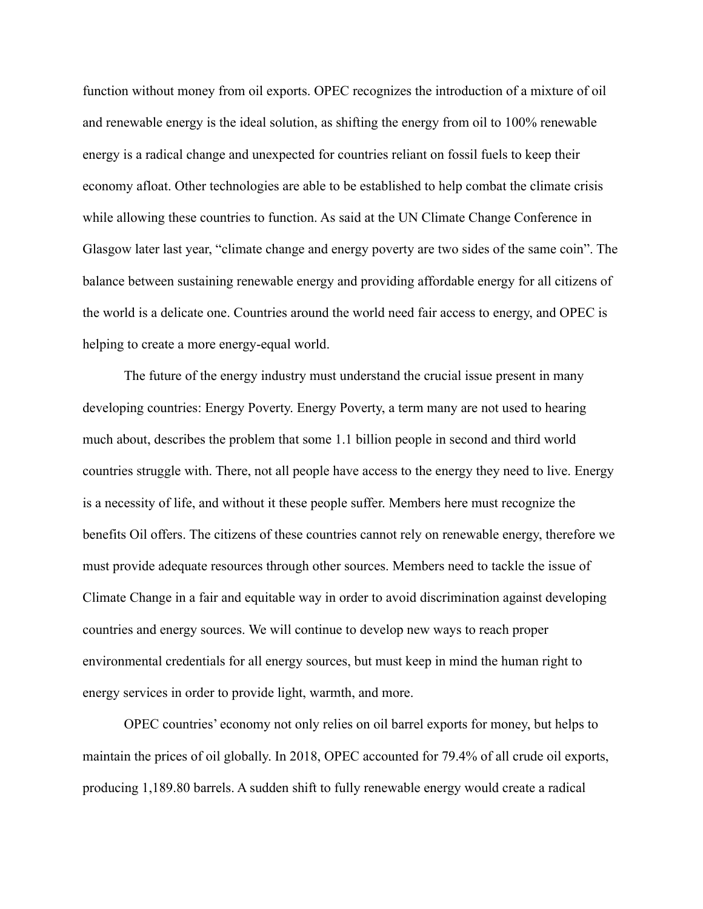function without money from oil exports. OPEC recognizes the introduction of a mixture of oil and renewable energy is the ideal solution, as shifting the energy from oil to 100% renewable energy is a radical change and unexpected for countries reliant on fossil fuels to keep their economy afloat. Other technologies are able to be established to help combat the climate crisis while allowing these countries to function. As said at the UN Climate Change Conference in Glasgow later last year, “climate change and energy poverty are two sides of the same coin”. The balance between sustaining renewable energy and providing affordable energy for all citizens of the world is a delicate one. Countries around the world need fair access to energy, and OPEC is helping to create a more energy-equal world.

The future of the energy industry must understand the crucial issue present in many developing countries: Energy Poverty. Energy Poverty, a term many are not used to hearing much about, describes the problem that some 1.1 billion people in second and third world countries struggle with. There, not all people have access to the energy they need to live. Energy is a necessity of life, and without it these people suffer. Members here must recognize the benefits Oil offers. The citizens of these countries cannot rely on renewable energy, therefore we must provide adequate resources through other sources. Members need to tackle the issue of Climate Change in a fair and equitable way in order to avoid discrimination against developing countries and energy sources. We will continue to develop new ways to reach proper environmental credentials for all energy sources, but must keep in mind the human right to energy services in order to provide light, warmth, and more.

OPEC countries’ economy not only relies on oil barrel exports for money, but helps to maintain the prices of oil globally. In 2018, OPEC accounted for 79.4% of all crude oil exports, producing 1,189.80 barrels. A sudden shift to fully renewable energy would create a radical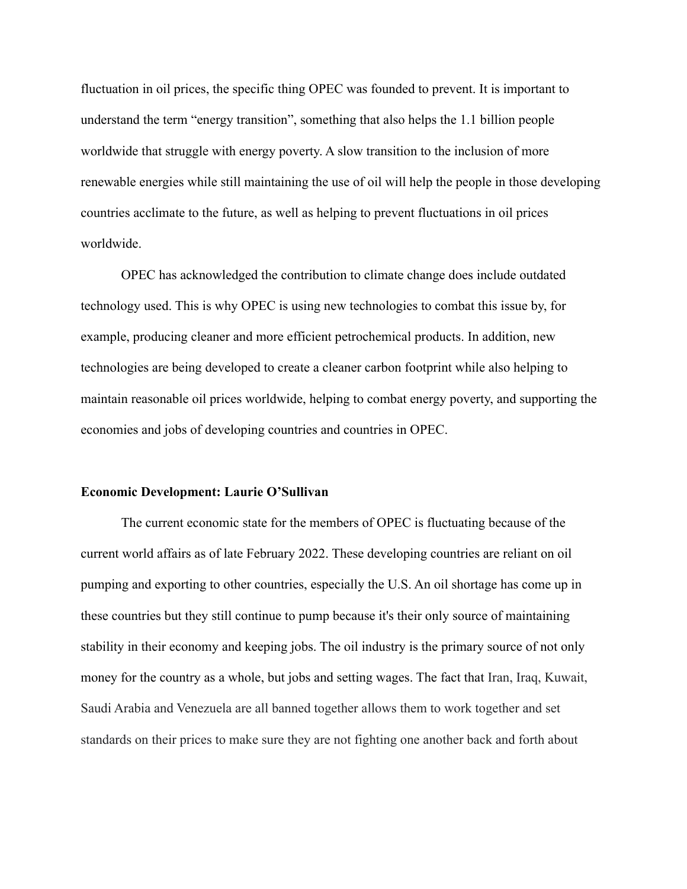fluctuation in oil prices, the specific thing OPEC was founded to prevent. It is important to understand the term "energy transition", something that also helps the 1.1 billion people worldwide that struggle with energy poverty. A slow transition to the inclusion of more renewable energies while still maintaining the use of oil will help the people in those developing countries acclimate to the future, as well as helping to prevent fluctuations in oil prices worldwide.

OPEC has acknowledged the contribution to climate change does include outdated technology used. This is why OPEC is using new technologies to combat this issue by, for example, producing cleaner and more efficient petrochemical products. In addition, new technologies are being developed to create a cleaner carbon footprint while also helping to maintain reasonable oil prices worldwide, helping to combat energy poverty, and supporting the economies and jobs of developing countries and countries in OPEC.

**Economic Development: Laurie O'Sullivan**

The current economic state for the members of OPEC is fluctuating because of the current world affairs as of late February 2022. These developing countries are reliant on oil pumping and exporting to other countries, especially the U.S. An oil shortage has come up in these countries but they still continue to pump because it's their only source of maintaining stability in their economy and keeping jobs. The oil industry is the primary source of not only money for the country as a whole, but jobs and setting wages. The fact that Iran, Iraq, Kuwait, Saudi Arabia and Venezuela are all banned together allows them to work together and set standards on their prices to make sure they are not fighting one another back and forth about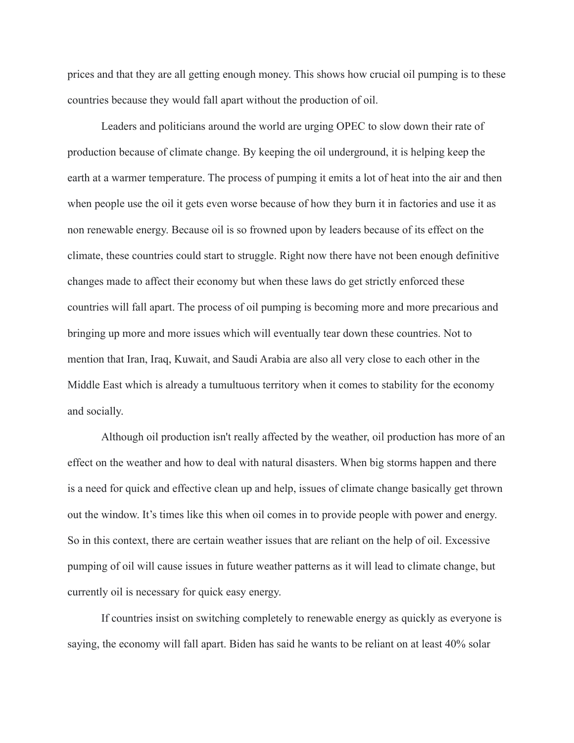prices and that they are all getting enough money. This shows how crucial oil pumping is to these countries because they would fall apart without the production of oil.

Leaders and politicians around the world are urging OPEC to slow down their rate of production because of climate change. By keeping the oil underground, it is helping keep the earth at a warmer temperature. The process of pumping it emits a lot of heat into the air and then when people use the oil it gets even worse because of how they burn it in factories and use it as non renewable energy. Because oil is so frowned upon by leaders because of its effect on the climate, these countries could start to struggle. Right now there have not been enough definitive changes made to affect their economy but when these laws do get strictly enforced these countries will fall apart. The process of oil pumping is becoming more and more precarious and bringing up more and more issues which will eventually tear down these countries. Not to mention that Iran, Iraq, Kuwait, and Saudi Arabia are also all very close to each other in the Middle East which is already a tumultuous territory when it comes to stability for the economy and socially.

Although oil production isn't really affected by the weather, oil production has more of an effect on the weather and how to deal with natural disasters. When big storms happen and there is a need for quick and effective clean up and help, issues of climate change basically get thrown out the window. It's times like this when oil comes in to provide people with power and energy. So in this context, there are certain weather issues that are reliant on the help of oil. Excessive pumping of oil will cause issues in future weather patterns as it will lead to climate change, but currently oil is necessary for quick easy energy.

If countries insist on switching completely to renewable energy as quickly as everyone is saying, the economy will fall apart. Biden has said he wants to be reliant on at least 40% solar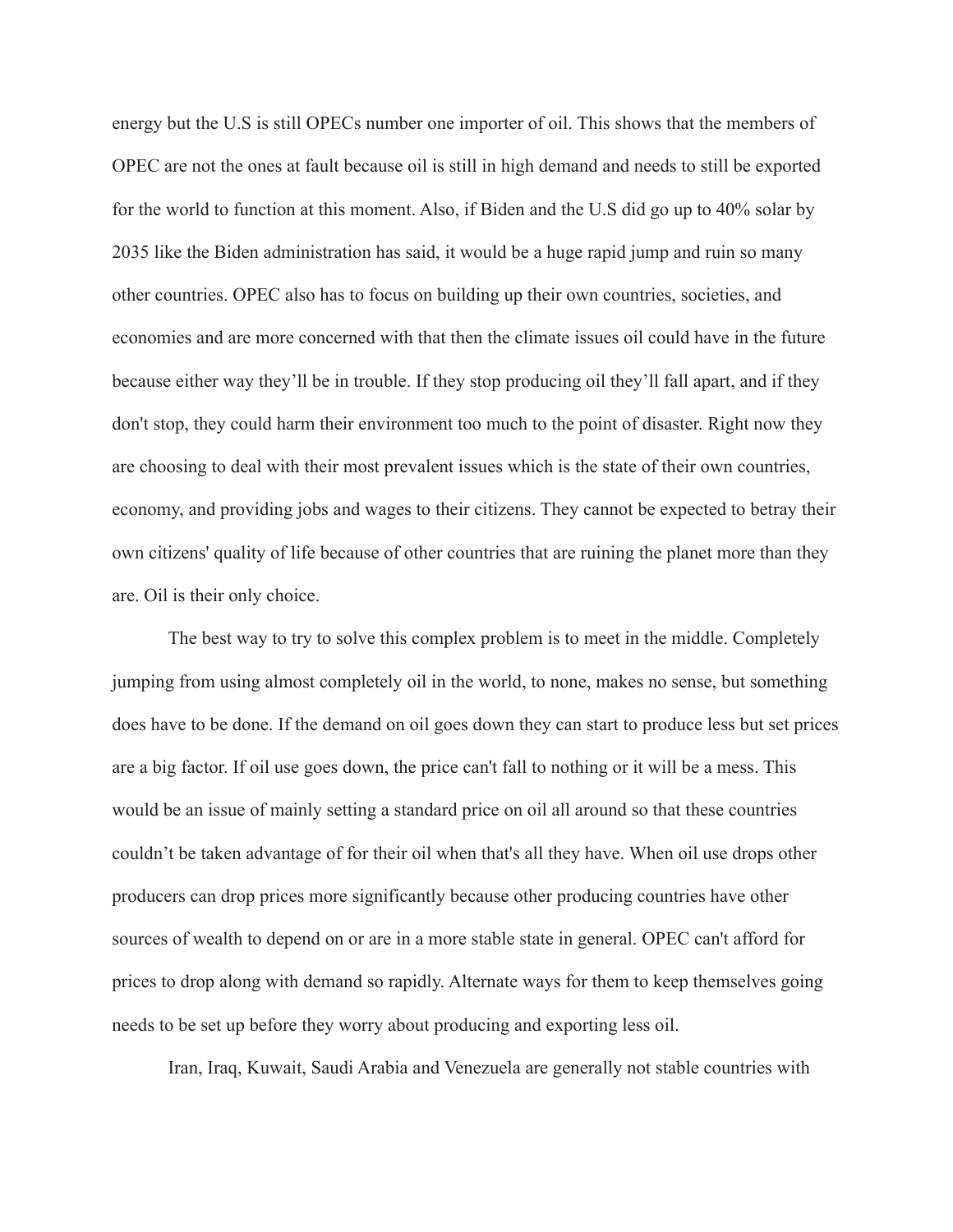energy but the U.S is still OPECs number one importer of oil. This shows that the members of OPEC are not the ones at fault because oil is still in high demand and needs to still be exported for the world to function at this moment. Also, if Biden and the U.S did go up to 40% solar by 2035 like the Biden administration has said, it would be a huge rapid jump and ruin so many other countries. OPEC also has to focus on building up their own countries, societies, and economies and are more concerned with that then the climate issues oil could have in the future because either way they'll be in trouble. If they stop producing oil they'll fall apart, and if they don't stop, they could harm their environment too much to the point of disaster. Right now they are choosing to deal with their most prevalent issues which is the state of their own countries, economy, and providing jobs and wages to their citizens. They cannot be expected to betray their own citizens' quality of life because of other countries that are ruining the planet more than they are. Oil is their only choice.

The best way to try to solve this complex problem is to meet in the middle. Completely jumping from using almost completely oil in the world, to none, makes no sense, but something does have to be done. If the demand on oil goes down they can start to produce less but set prices are a big factor. If oil use goes down, the price can't fall to nothing or it will be a mess. This would be an issue of mainly setting a standard price on oil all around so that these countries couldn't be taken advantage of for their oil when that's all they have. When oil use drops other producers can drop prices more significantly because other producing countries have other sources of wealth to depend on or are in a more stable state in general. OPEC can't afford for prices to drop along with demand so rapidly. Alternate ways for them to keep themselves going needs to be set up before they worry about producing and exporting less oil.

Iran, Iraq, Kuwait, Saudi Arabia and Venezuela are generally not stable countries with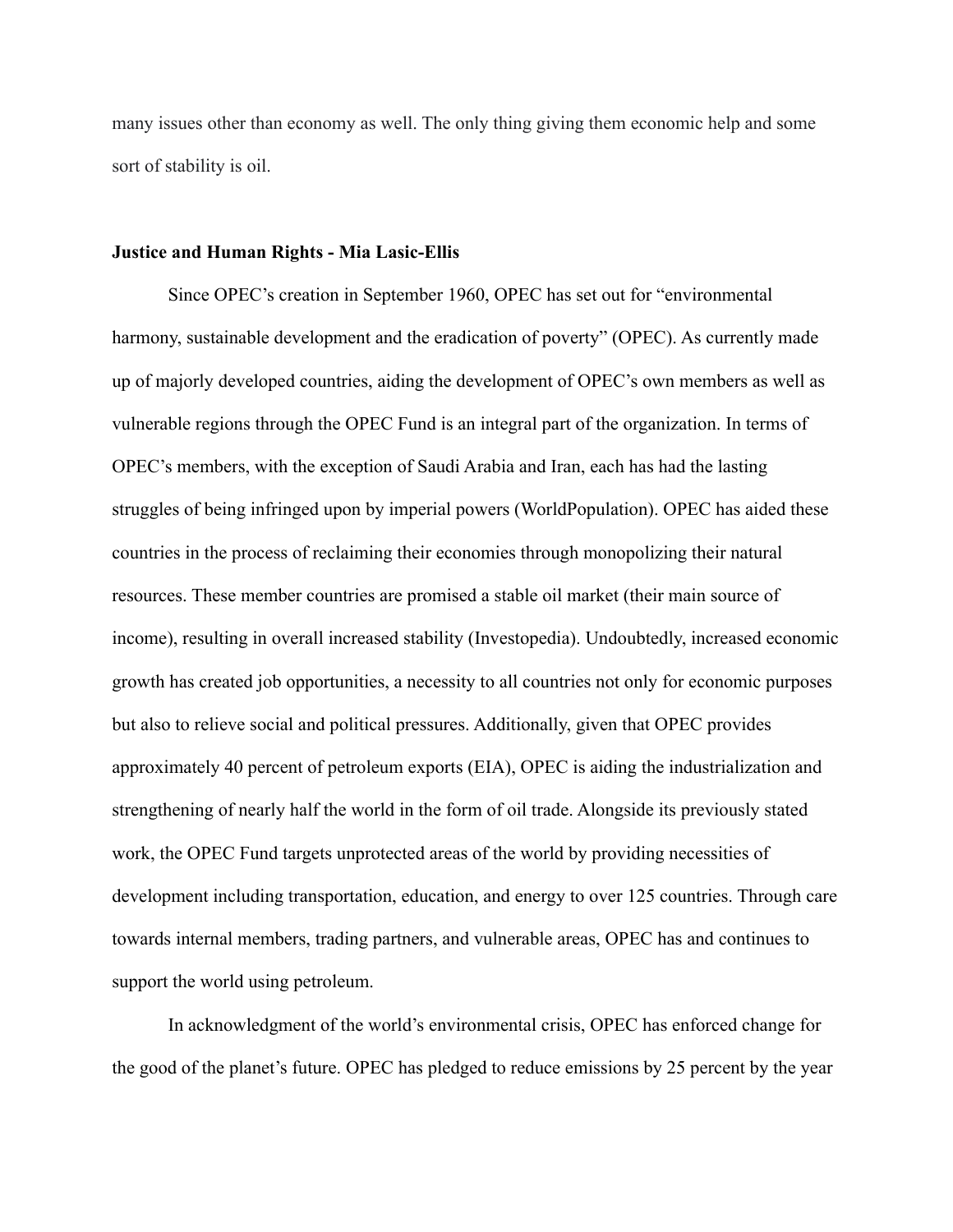many issues other than economy as well. The only thing giving them economic help and some sort of stability is oil.

**Justice and Human Rights - Mia Lasic-Ellis**

Since OPEC's creation in September 1960, OPEC has set out for "environmental harmony, sustainable development and the eradication of poverty" (OPEC). As currently made up of majorly developed countries, aiding the development of OPEC's own members as well as vulnerable regions through the OPEC Fund is an integral part of the organization. In terms of OPEC's members, with the exception of Saudi Arabia and Iran, each has had the lasting struggles of being infringed upon by imperial powers (WorldPopulation). OPEC has aided these countries in the process of reclaiming their economies through monopolizing their natural resources. These member countries are promised a stable oil market (their main source of income), resulting in overall increased stability (Investopedia). Undoubtedly, increased economic growth has created job opportunities, a necessity to all countries not only for economic purposes but also to relieve social and political pressures. Additionally, given that OPEC provides approximately 40 percent of petroleum exports (EIA), OPEC is aiding the industrialization and strengthening of nearly half the world in the form of oil trade. Alongside its previously stated work, the OPEC Fund targets unprotected areas of the world by providing necessities of development including transportation, education, and energy to over 125 countries. Through care towards internal members, trading partners, and vulnerable areas, OPEC has and continues to support the world using petroleum.

In acknowledgment of the world's environmental crisis, OPEC has enforced change for the good of the planet's future. OPEC has pledged to reduce emissions by 25 percent by the year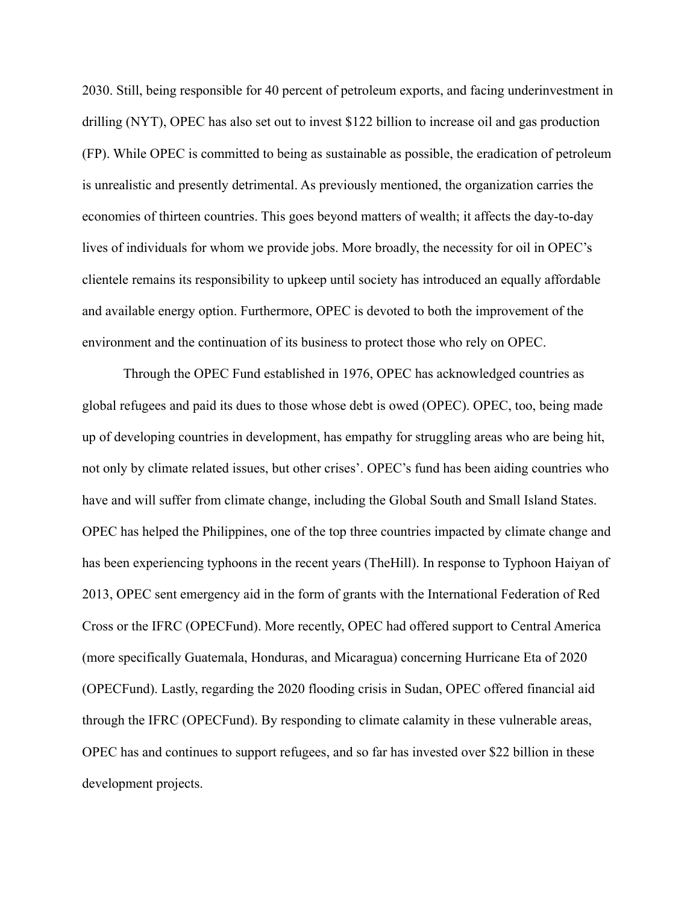2030. Still, being responsible for 40 percent of petroleum exports, and facing underinvestment in drilling (NYT), OPEC has also set out to invest $122 billion to increase oil and gas production (FP). While OPEC is committed to being as sustainable as possible, the eradication of petroleum is unrealistic and presently detrimental. As previously mentioned, the organization carries the economies of thirteen countries. This goes beyond matters of wealth; it affects the day-to-day lives of individuals for whom we provide jobs. More broadly, the necessity for oil in OPEC's clientele remains its responsibility to upkeep until society has introduced an equally affordable and available energy option. Furthermore, OPEC is devoted to both the improvement of the environment and the continuation of its business to protect those who rely on OPEC.

Through the OPEC Fund established in 1976, OPEC has acknowledged countries as global refugees and paid its dues to those whose debt is owed (OPEC). OPEC, too, being made up of developing countries in development, has empathy for struggling areas who are being hit, not only by climate related issues, but other crises'. OPEC's fund has been aiding countries who have and will suffer from climate change, including the Global South and Small Island States. OPEC has helped the Philippines, one of the top three countries impacted by climate change and has been experiencing typhoons in the recent years (TheHill). In response to Typhoon Haiyan of 2013, OPEC sent emergency aid in the form of grants with the International Federation of Red Cross or the IFRC (OPECFund). More recently, OPEC had offered support to Central America (more specifically Guatemala, Honduras, and Micaragua) concerning Hurricane Eta of 2020 (OPECFund). Lastly, regarding the 2020 flooding crisis in Sudan, OPEC offered financial aid through the IFRC (OPECFund). By responding to climate calamity in these vulnerable areas, OPEC has and continues to support refugees, and so far has invested over $22 billion in these development projects.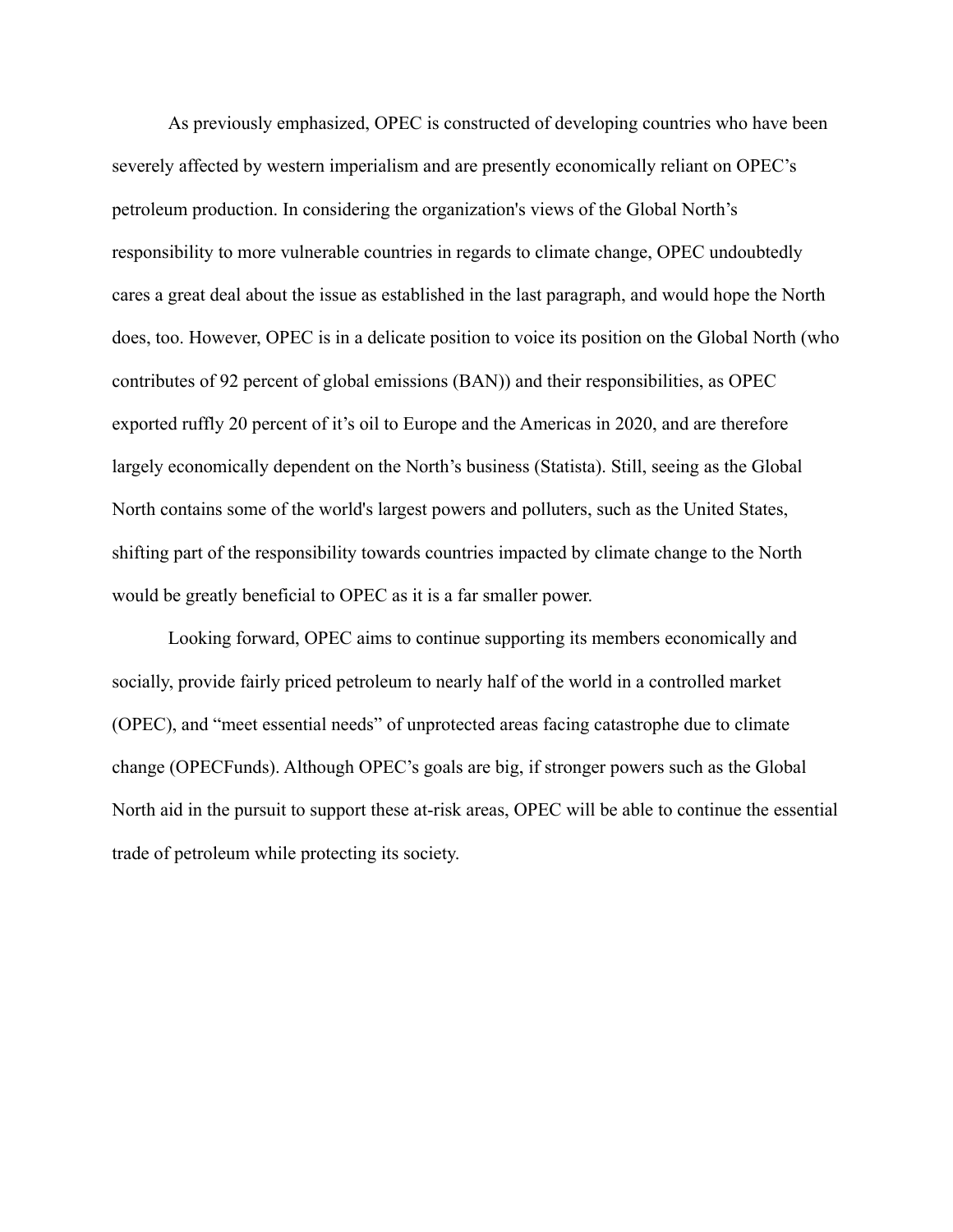As previously emphasized, OPEC is constructed of developing countries who have been severely affected by western imperialism and are presently economically reliant on OPEC's petroleum production. In considering the organization's views of the Global North's responsibility to more vulnerable countries in regards to climate change, OPEC undoubtedly cares a great deal about the issue as established in the last paragraph, and would hope the North does, too. However, OPEC is in a delicate position to voice its position on the Global North (who contributes of 92 percent of global emissions (BAN)) and their responsibilities, as OPEC exported ruffly 20 percent of it's oil to Europe and the Americas in 2020, and are therefore largely economically dependent on the North's business (Statista). Still, seeing as the Global North contains some of the world's largest powers and polluters, such as the United States, shifting part of the responsibility towards countries impacted by climate change to the North would be greatly beneficial to OPEC as it is a far smaller power.

Looking forward, OPEC aims to continue supporting its members economically and socially, provide fairly priced petroleum to nearly half of the world in a controlled market (OPEC), and "meet essential needs" of unprotected areas facing catastrophe due to climate change (OPECFunds). Although OPEC's goals are big, if stronger powers such as the Global North aid in the pursuit to support these at-risk areas, OPEC will be able to continue the essential trade of petroleum while protecting its society.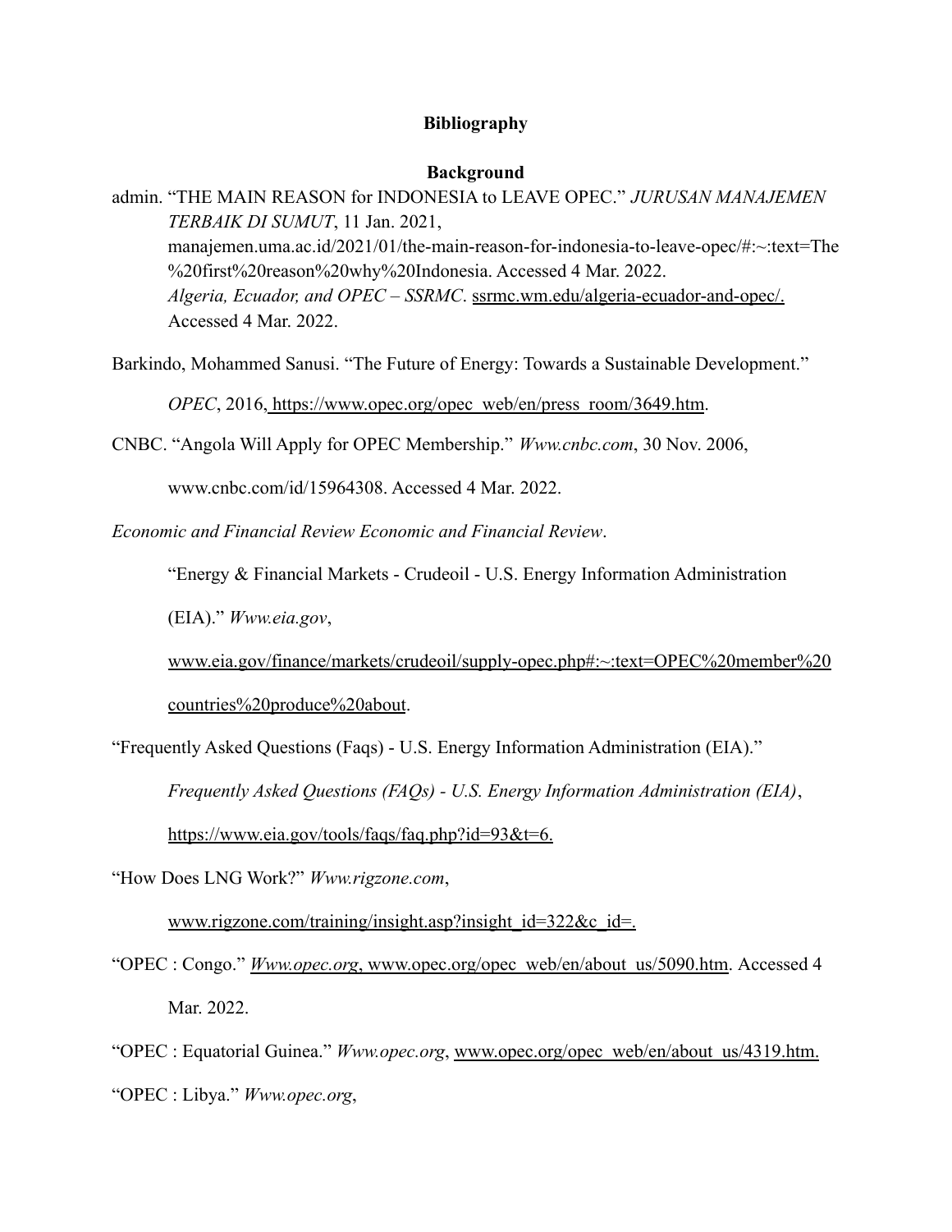**Bibliography**

**Background**

admin. "THE MAIN REASON for INDONESIA to LEAVE OPEC." *JURUSAN MANAJEMEN TERBAIK DI SUMUT*, 11 Jan. 2021, manajemen.uma.ac.id/2021/01/the-main-reason-for-indonesia-to-leave-opec/#:~:text=The%20first%20reason%20why%20Indonesia. Accessed 4 Mar. 2022.
*Algeria, Ecuador, and OPEC – SSRMC*. ssrmc.wm.edu/algeria-ecuador-and-opec/. Accessed 4 Mar. 2022.

Barkindo, Mohammed Sanusi. "The Future of Energy: Towards a Sustainable Development." *OPEC*, 2016, https://www.opec.org/opec_web/en/press_room/3649.htm.

CNBC. "Angola Will Apply for OPEC Membership." *Www.cnbc.com*, 30 Nov. 2006, www.cnbc.com/id/15964308. Accessed 4 Mar. 2022.

*Economic and Financial Review Economic and Financial Review*.
"Energy & Financial Markets - Crudeoil - U.S. Energy Information Administration (EIA)." *Www.eia.gov*, www.eia.gov/finance/markets/crudeoil/supply-opec.php#:~:text=OPEC%20member%20countries%20produce%20about.

"Frequently Asked Questions (Faqs) - U.S. Energy Information Administration (EIA)." *Frequently Asked Questions (FAQs) - U.S. Energy Information Administration (EIA)*, https://www.eia.gov/tools/faqs/faq.php?id=93&t=6.

"How Does LNG Work?" *Www.rigzone.com*, www.rigzone.com/training/insight.asp?insight_id=322&c_id=.

"OPEC : Congo." *Www.opec.org*, www.opec.org/opec_web/en/about_us/5090.htm. Accessed 4 Mar. 2022.

"OPEC : Equatorial Guinea." *Www.opec.org*, www.opec.org/opec_web/en/about_us/4319.htm.

"OPEC : Libya." *Www.opec.org*,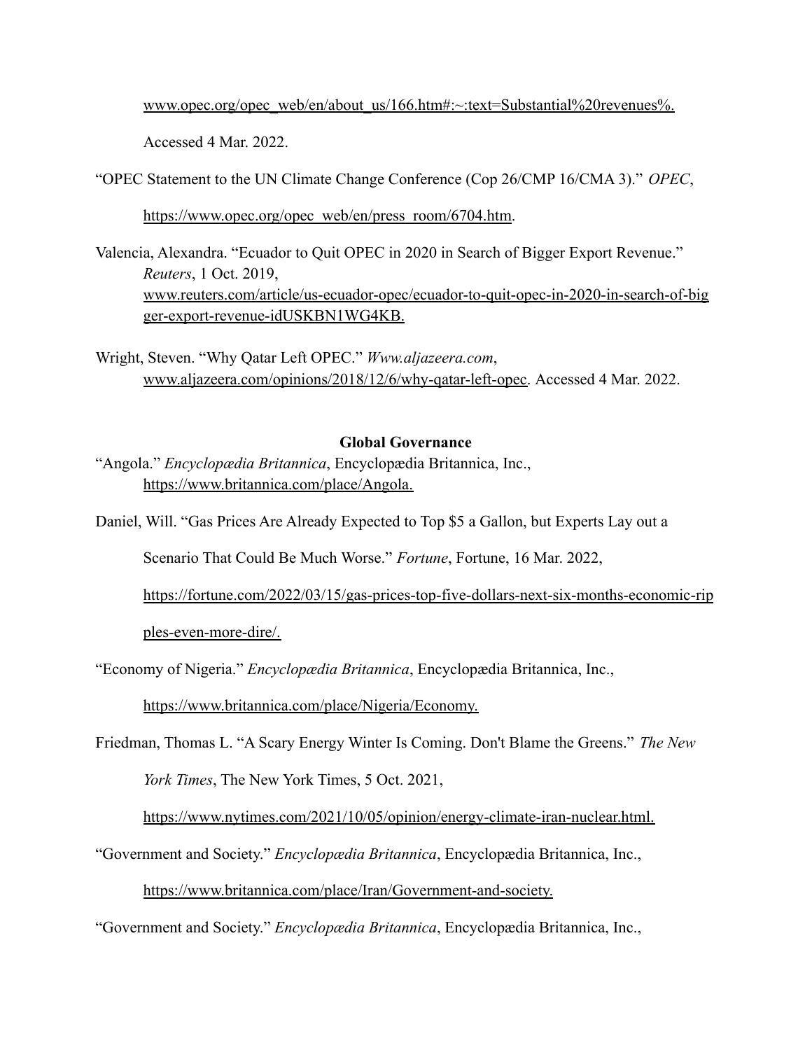www.opec.org/opec_web/en/about_us/166.htm#:~:text=Substantial%20revenues%.

Accessed 4 Mar. 2022.

"OPEC Statement to the UN Climate Change Conference (Cop 26/CMP 16/CMA 3)." *OPEC*, https://www.opec.org/opec_web/en/press_room/6704.htm.

Valencia, Alexandra. "Ecuador to Quit OPEC in 2020 in Search of Bigger Export Revenue." *Reuters*, 1 Oct. 2019, www.reuters.com/article/us-ecuador-opec/ecuador-to-quit-opec-in-2020-in-search-of-bigger-export-revenue-idUSKBN1WG4KB.

Wright, Steven. "Why Qatar Left OPEC." *Www.aljazeera.com*, www.aljazeera.com/opinions/2018/12/6/why-qatar-left-opec. Accessed 4 Mar. 2022.

**Global Governance**

"Angola." *Encyclopædia Britannica*, Encyclopædia Britannica, Inc., https://www.britannica.com/place/Angola.

Daniel, Will. "Gas Prices Are Already Expected to Top $5 a Gallon, but Experts Lay out a Scenario That Could Be Much Worse." *Fortune*, Fortune, 16 Mar. 2022, https://fortune.com/2022/03/15/gas-prices-top-five-dollars-next-six-months-economic-ripples-even-more-dire/.

"Economy of Nigeria." *Encyclopædia Britannica*, Encyclopædia Britannica, Inc., https://www.britannica.com/place/Nigeria/Economy.

Friedman, Thomas L. "A Scary Energy Winter Is Coming. Don't Blame the Greens." *The New York Times*, The New York Times, 5 Oct. 2021, https://www.nytimes.com/2021/10/05/opinion/energy-climate-iran-nuclear.html.

"Government and Society." *Encyclopædia Britannica*, Encyclopædia Britannica, Inc., https://www.britannica.com/place/Iran/Government-and-society.

"Government and Society." *Encyclopædia Britannica*, Encyclopædia Britannica, Inc.,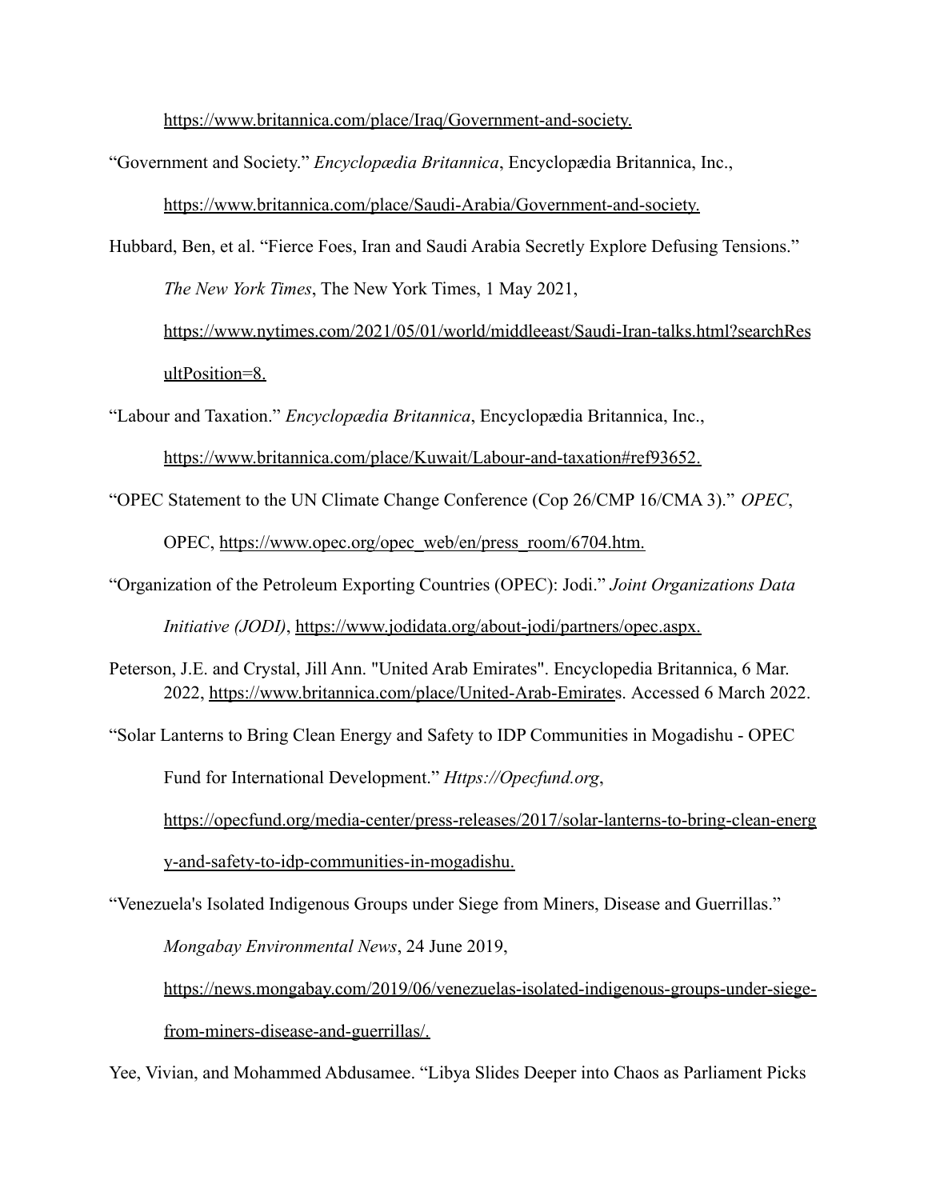https://www.britannica.com/place/Iraq/Government-and-society.

"Government and Society." *Encyclopædia Britannica*, Encyclopædia Britannica, Inc., https://www.britannica.com/place/Saudi-Arabia/Government-and-society.

Hubbard, Ben, et al. "Fierce Foes, Iran and Saudi Arabia Secretly Explore Defusing Tensions." *The New York Times*, The New York Times, 1 May 2021, https://www.nytimes.com/2021/05/01/world/middleeast/Saudi-Iran-talks.html?searchResultPosition=8.

"Labour and Taxation." *Encyclopædia Britannica*, Encyclopædia Britannica, Inc., https://www.britannica.com/place/Kuwait/Labour-and-taxation#ref93652.

"OPEC Statement to the UN Climate Change Conference (Cop 26/CMP 16/CMA 3)." *OPEC*, OPEC, https://www.opec.org/opec_web/en/press_room/6704.htm.

"Organization of the Petroleum Exporting Countries (OPEC): Jodi." *Joint Organizations Data Initiative (JODI)*, https://www.jodidata.org/about-jodi/partners/opec.aspx.

Peterson, J.E. and Crystal, Jill Ann. "United Arab Emirates". Encyclopedia Britannica, 6 Mar. 2022, https://www.britannica.com/place/United-Arab-Emirates. Accessed 6 March 2022.

"Solar Lanterns to Bring Clean Energy and Safety to IDP Communities in Mogadishu - OPEC Fund for International Development." *Https://Opecfund.org*, https://opecfund.org/media-center/press-releases/2017/solar-lanterns-to-bring-clean-energy-and-safety-to-idp-communities-in-mogadishu.

"Venezuela's Isolated Indigenous Groups under Siege from Miners, Disease and Guerrillas." *Mongabay Environmental News*, 24 June 2019, https://news.mongabay.com/2019/06/venezuelas-isolated-indigenous-groups-under-siege-from-miners-disease-and-guerrillas/.

Yee, Vivian, and Mohammed Abdusamee. "Libya Slides Deeper into Chaos as Parliament Picks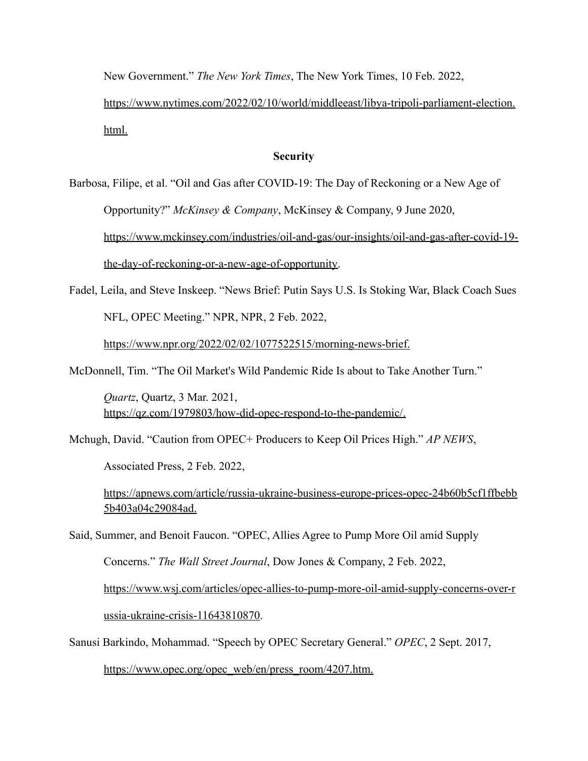New Government." *The New York Times*, The New York Times, 10 Feb. 2022, https://www.nytimes.com/2022/02/10/world/middleeast/libya-tripoli-parliament-election.html.

**Security**

Barbosa, Filipe, et al. "Oil and Gas after COVID-19: The Day of Reckoning or a New Age of Opportunity?" *McKinsey & Company*, McKinsey & Company, 9 June 2020, https://www.mckinsey.com/industries/oil-and-gas/our-insights/oil-and-gas-after-covid-19-the-day-of-reckoning-or-a-new-age-of-opportunity.

Fadel, Leila, and Steve Inskeep. "News Brief: Putin Says U.S. Is Stoking War, Black Coach Sues NFL, OPEC Meeting." NPR, NPR, 2 Feb. 2022, https://www.npr.org/2022/02/02/1077522515/morning-news-brief.

McDonnell, Tim. "The Oil Market's Wild Pandemic Ride Is about to Take Another Turn." *Quartz*, Quartz, 3 Mar. 2021, https://qz.com/1979803/how-did-opec-respond-to-the-pandemic/.

Mchugh, David. "Caution from OPEC+ Producers to Keep Oil Prices High." *AP NEWS*, Associated Press, 2 Feb. 2022, https://apnews.com/article/russia-ukraine-business-europe-prices-opec-24b60b5cf1ffbebb5b403a04c29084ad.

Said, Summer, and Benoit Faucon. "OPEC, Allies Agree to Pump More Oil amid Supply Concerns." *The Wall Street Journal*, Dow Jones & Company, 2 Feb. 2022, https://www.wsj.com/articles/opec-allies-to-pump-more-oil-amid-supply-concerns-over-russia-ukraine-crisis-11643810870.

Sanusi Barkindo, Mohammad. "Speech by OPEC Secretary General." *OPEC*, 2 Sept. 2017, https://www.opec.org/opec_web/en/press_room/4207.htm.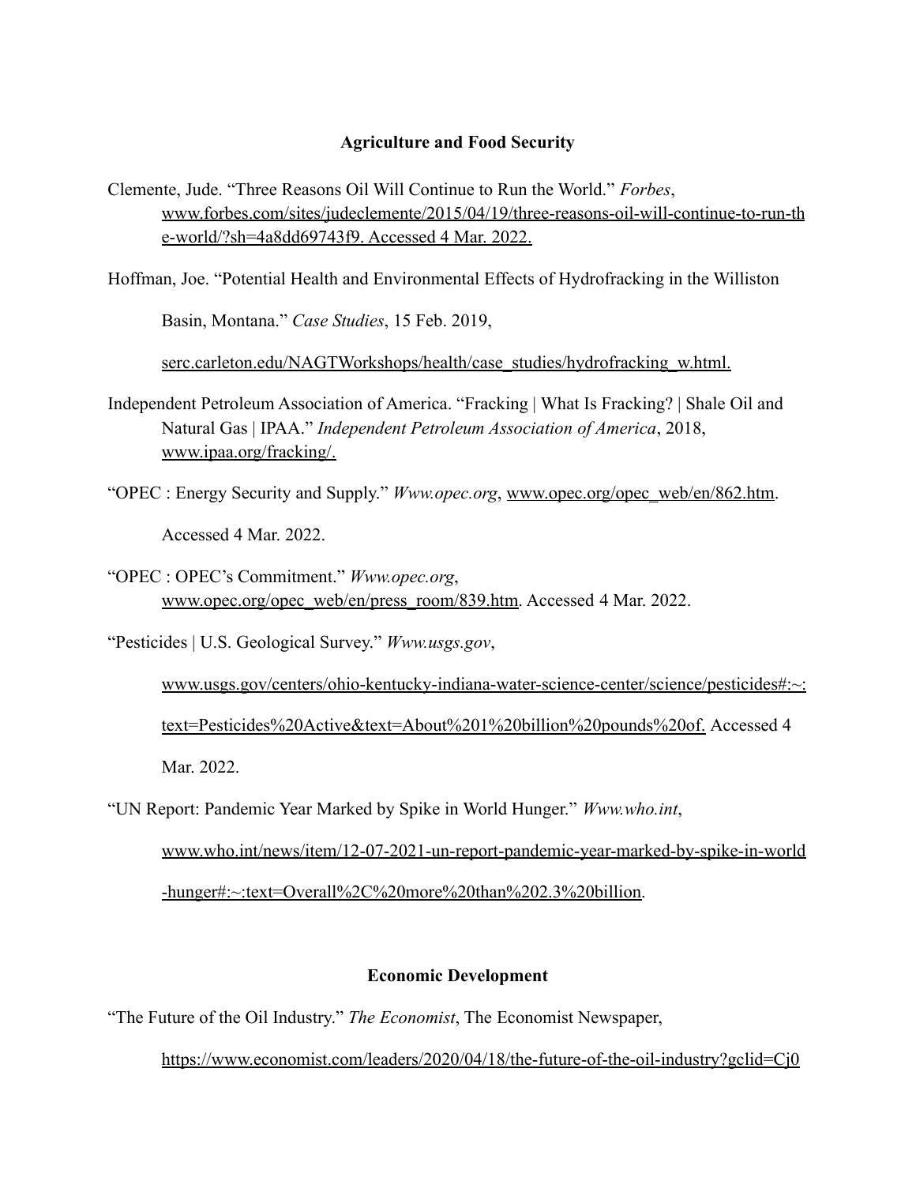## Agriculture and Food Security

Clemente, Jude. "Three Reasons Oil Will Continue to Run the World." *Forbes*, www.forbes.com/sites/judeclemente/2015/04/19/three-reasons-oil-will-continue-to-run-the-world/?sh=4a8dd69743f9. Accessed 4 Mar. 2022.

Hoffman, Joe. "Potential Health and Environmental Effects of Hydrofracking in the Williston Basin, Montana." *Case Studies*, 15 Feb. 2019, serc.carleton.edu/NAGTWorkshops/health/case_studies/hydrofracking_w.html.

Independent Petroleum Association of America. "Fracking | What Is Fracking? | Shale Oil and Natural Gas | IPAA." *Independent Petroleum Association of America*, 2018, www.ipaa.org/fracking/.

"OPEC : Energy Security and Supply." *Www.opec.org*, www.opec.org/opec_web/en/862.htm. Accessed 4 Mar. 2022.

"OPEC : OPEC's Commitment." *Www.opec.org*, www.opec.org/opec_web/en/press_room/839.htm. Accessed 4 Mar. 2022.

"Pesticides | U.S. Geological Survey." *Www.usgs.gov*, www.usgs.gov/centers/ohio-kentucky-indiana-water-science-center/science/pesticides#:~:text=Pesticides%20Active&text=About%201%20billion%20pounds%20of. Accessed 4 Mar. 2022.

"UN Report: Pandemic Year Marked by Spike in World Hunger." *Www.who.int*, www.who.int/news/item/12-07-2021-un-report-pandemic-year-marked-by-spike-in-world-hunger#:~:text=Overall%2C%20more%20than%202.3%20billion.

## Economic Development

"The Future of the Oil Industry." *The Economist*, The Economist Newspaper, https://www.economist.com/leaders/2020/04/18/the-future-of-the-oil-industry?gclid=Cj0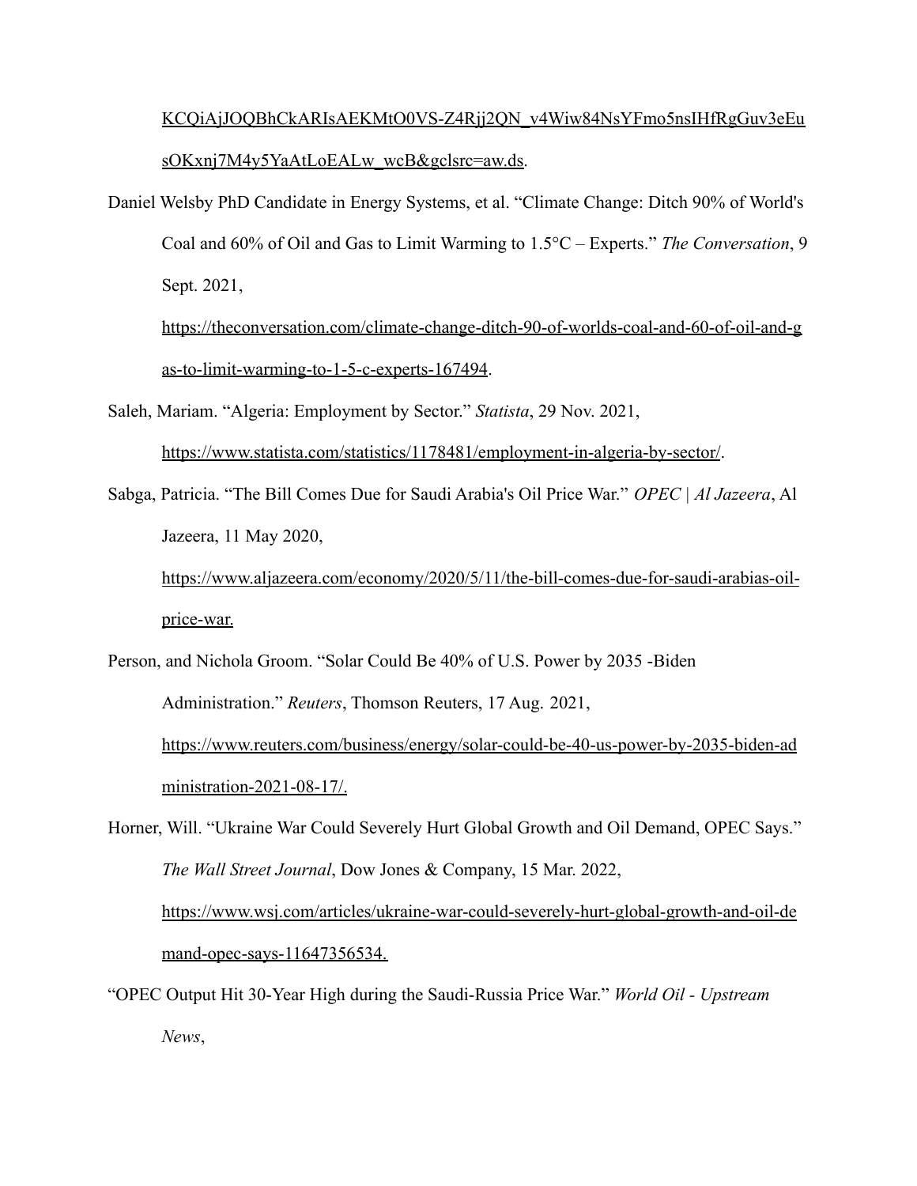KCQiAjJOQBhCkARIsAEKMtO0VS-Z4Rjj2QN_v4Wiw84NsYFmo5nsIHfRgGuv3eEusOKxnj7M4y5YaAtLoEALw_wcB&gclsrc=aw.ds.

Daniel Welsby PhD Candidate in Energy Systems, et al. "Climate Change: Ditch 90% of World's Coal and 60% of Oil and Gas to Limit Warming to 1.5°C – Experts." *The Conversation*, 9 Sept. 2021, https://theconversation.com/climate-change-ditch-90-of-worlds-coal-and-60-of-oil-and-gas-to-limit-warming-to-1-5-c-experts-167494.

Saleh, Mariam. "Algeria: Employment by Sector." *Statista*, 29 Nov. 2021, https://www.statista.com/statistics/1178481/employment-in-algeria-by-sector/.

Sabga, Patricia. "The Bill Comes Due for Saudi Arabia's Oil Price War." *OPEC | Al Jazeera*, Al Jazeera, 11 May 2020, https://www.aljazeera.com/economy/2020/5/11/the-bill-comes-due-for-saudi-arabias-oil-price-war.

Person, and Nichola Groom. "Solar Could Be 40% of U.S. Power by 2035 -Biden Administration." *Reuters*, Thomson Reuters, 17 Aug. 2021, https://www.reuters.com/business/energy/solar-could-be-40-us-power-by-2035-biden-administration-2021-08-17/.

Horner, Will. "Ukraine War Could Severely Hurt Global Growth and Oil Demand, OPEC Says." *The Wall Street Journal*, Dow Jones & Company, 15 Mar. 2022, https://www.wsj.com/articles/ukraine-war-could-severely-hurt-global-growth-and-oil-demand-opec-says-11647356534.

"OPEC Output Hit 30-Year High during the Saudi-Russia Price War." *World Oil - Upstream News*,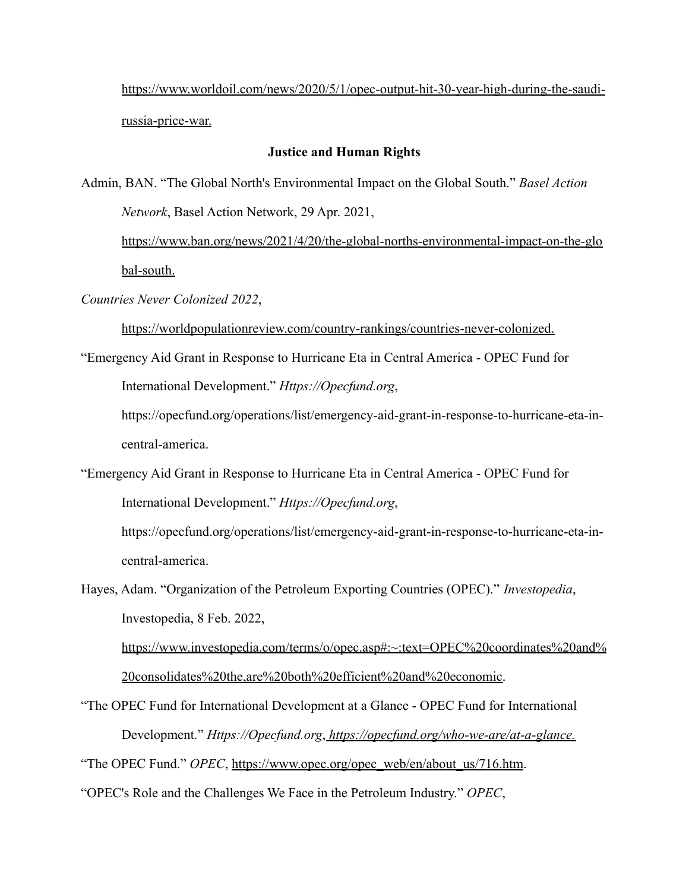https://www.worldoil.com/news/2020/5/1/opec-output-hit-30-year-high-during-the-saudi-russia-price-war.

**Justice and Human Rights**

Admin, BAN. "The Global North's Environmental Impact on the Global South." *Basel Action Network*, Basel Action Network, 29 Apr. 2021, https://www.ban.org/news/2021/4/20/the-global-norths-environmental-impact-on-the-global-south.

*Countries Never Colonized 2022*, https://worldpopulationreview.com/country-rankings/countries-never-colonized.

"Emergency Aid Grant in Response to Hurricane Eta in Central America - OPEC Fund for International Development." *Https://Opecfund.org*, https://opecfund.org/operations/list/emergency-aid-grant-in-response-to-hurricane-eta-in-central-america.

"Emergency Aid Grant in Response to Hurricane Eta in Central America - OPEC Fund for International Development." *Https://Opecfund.org*, https://opecfund.org/operations/list/emergency-aid-grant-in-response-to-hurricane-eta-in-central-america.

Hayes, Adam. "Organization of the Petroleum Exporting Countries (OPEC)." *Investopedia*, Investopedia, 8 Feb. 2022, https://www.investopedia.com/terms/o/opec.asp#:~:text=OPEC%20coordinates%20and%20consolidates%20the,are%20both%20efficient%20and%20economic.

"The OPEC Fund for International Development at a Glance - OPEC Fund for International Development." *Https://Opecfund.org*, *https://opecfund.org/who-we-are/at-a-glance.*

"The OPEC Fund." *OPEC*, https://www.opec.org/opec_web/en/about_us/716.htm.

"OPEC's Role and the Challenges We Face in the Petroleum Industry." *OPEC*,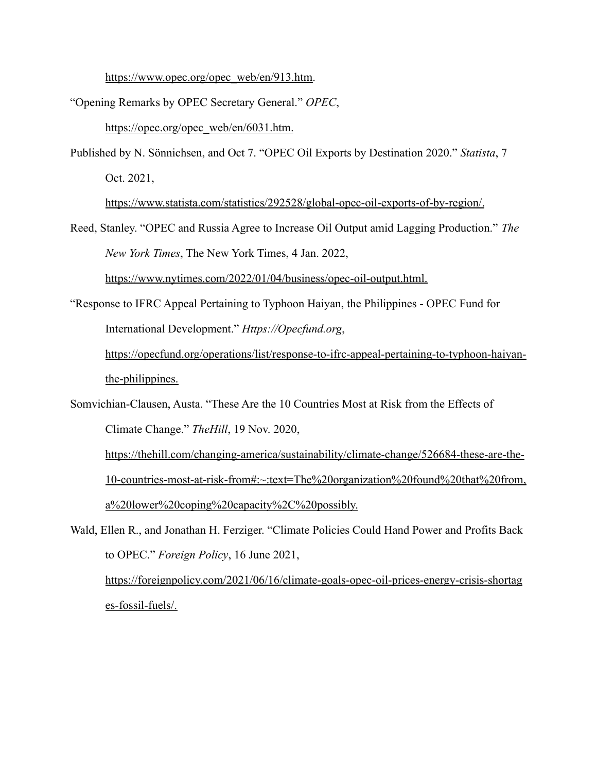https://www.opec.org/opec_web/en/913.htm.

"Opening Remarks by OPEC Secretary General." *OPEC*, https://opec.org/opec_web/en/6031.htm.

Published by N. Sönnichsen, and Oct 7. "OPEC Oil Exports by Destination 2020." *Statista*, 7 Oct. 2021, https://www.statista.com/statistics/292528/global-opec-oil-exports-of-by-region/.

Reed, Stanley. "OPEC and Russia Agree to Increase Oil Output amid Lagging Production." *The New York Times*, The New York Times, 4 Jan. 2022, https://www.nytimes.com/2022/01/04/business/opec-oil-output.html.

"Response to IFRC Appeal Pertaining to Typhoon Haiyan, the Philippines - OPEC Fund for International Development." *Https://Opecfund.org*, https://opecfund.org/operations/list/response-to-ifrc-appeal-pertaining-to-typhoon-haiyan-the-philippines.

Somvichian-Clausen, Austa. "These Are the 10 Countries Most at Risk from the Effects of Climate Change." *TheHill*, 19 Nov. 2020, https://thehill.com/changing-america/sustainability/climate-change/526684-these-are-the-10-countries-most-at-risk-from#:~:text=The%20organization%20found%20that%20from,a%20lower%20coping%20capacity%2C%20possibly.

Wald, Ellen R., and Jonathan H. Ferziger. "Climate Policies Could Hand Power and Profits Back to OPEC." *Foreign Policy*, 16 June 2021, https://foreignpolicy.com/2021/06/16/climate-goals-opec-oil-prices-energy-crisis-shortages-fossil-fuels/.